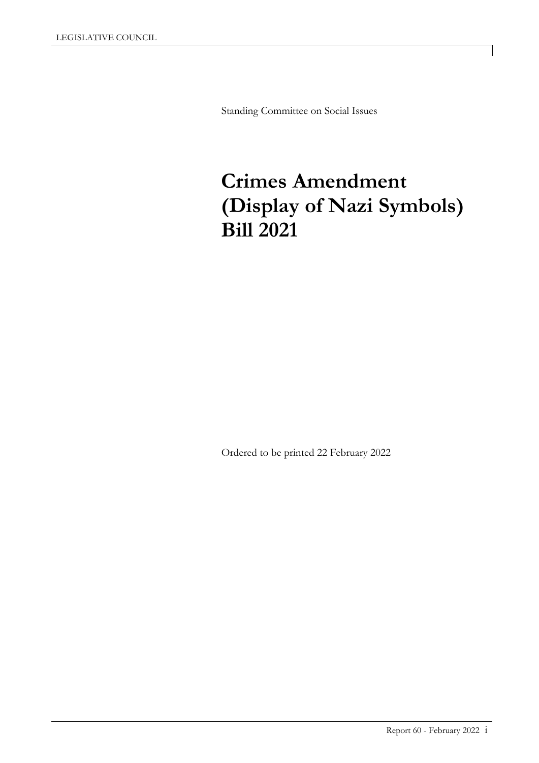Standing Committee on Social Issues

# Crimes Amendment (Display of Nazi Symbols) Bill 2021

Ordered to be printed 22 February 2022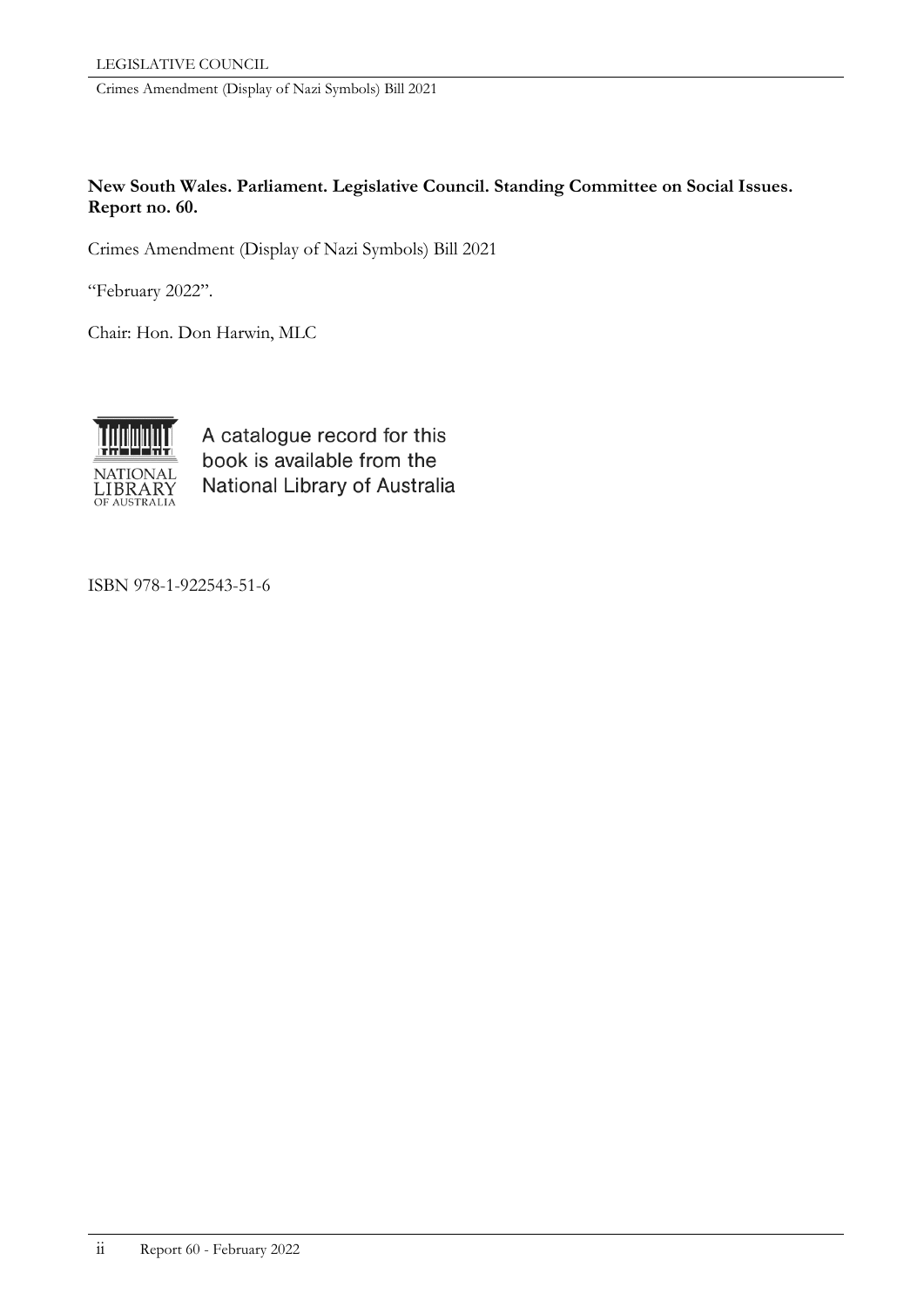**New South Wales. Parliament. Legislative Council. Standing Committee on Social Issues. Report no. 60.**

Crimes Amendment (Display of Nazi Symbols) Bill 2021

"February 2022".

Chair: Hon. Don Harwin, MLC

A catalogue record for this book is available from the National Library of Australia

ISBN 978-1-922543-51-6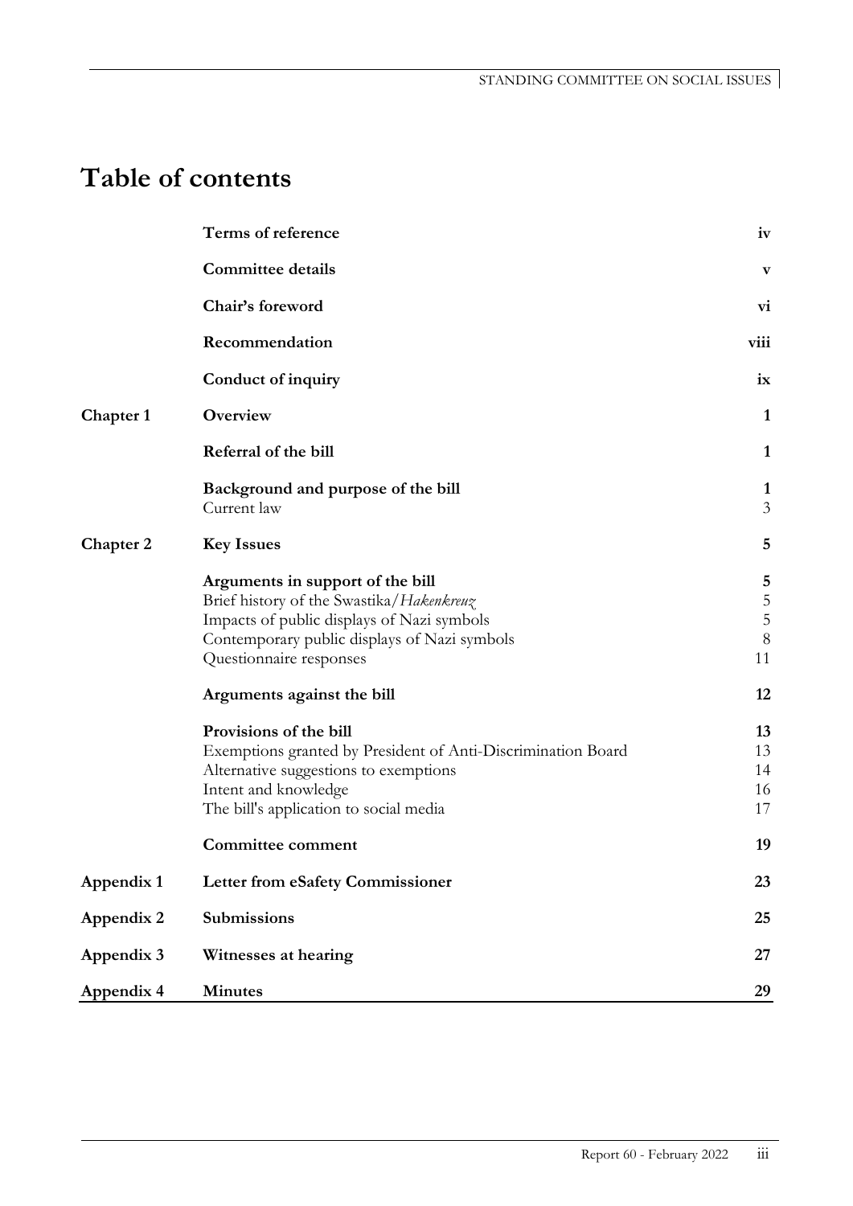# Table of contents

| | | |
|---|---|---|
| | **Terms of reference** | **iv** |
| | **Committee details** | **v** |
| | **Chair's foreword** | **vi** |
| | **Recommendation** | **viii** |
| | **Conduct of inquiry** | **ix** |
| **Chapter 1** | **Overview** | **1** |
| | **Referral of the bill** | **1** |
| | **Background and purpose of the bill** | **1** |
| | Current law | 3 |
| **Chapter 2** | **Key Issues** | **5** |
| | **Arguments in support of the bill** | **5** |
| | Brief history of the Swastika/*Hakenkreuz* | 5 |
| | Impacts of public displays of Nazi symbols | 5 |
| | Contemporary public displays of Nazi symbols | 8 |
| | Questionnaire responses | 11 |
| | **Arguments against the bill** | **12** |
| | **Provisions of the bill** | **13** |
| | Exemptions granted by President of Anti-Discrimination Board | 13 |
| | Alternative suggestions to exemptions | 14 |
| | Intent and knowledge | 16 |
| | The bill's application to social media | 17 |
| | **Committee comment** | **19** |
| **Appendix 1** | **Letter from eSafety Commissioner** | **23** |
| **Appendix 2** | **Submissions** | **25** |
| **Appendix 3** | **Witnesses at hearing** | **27** |
| **Appendix 4** | **Minutes** | **29** |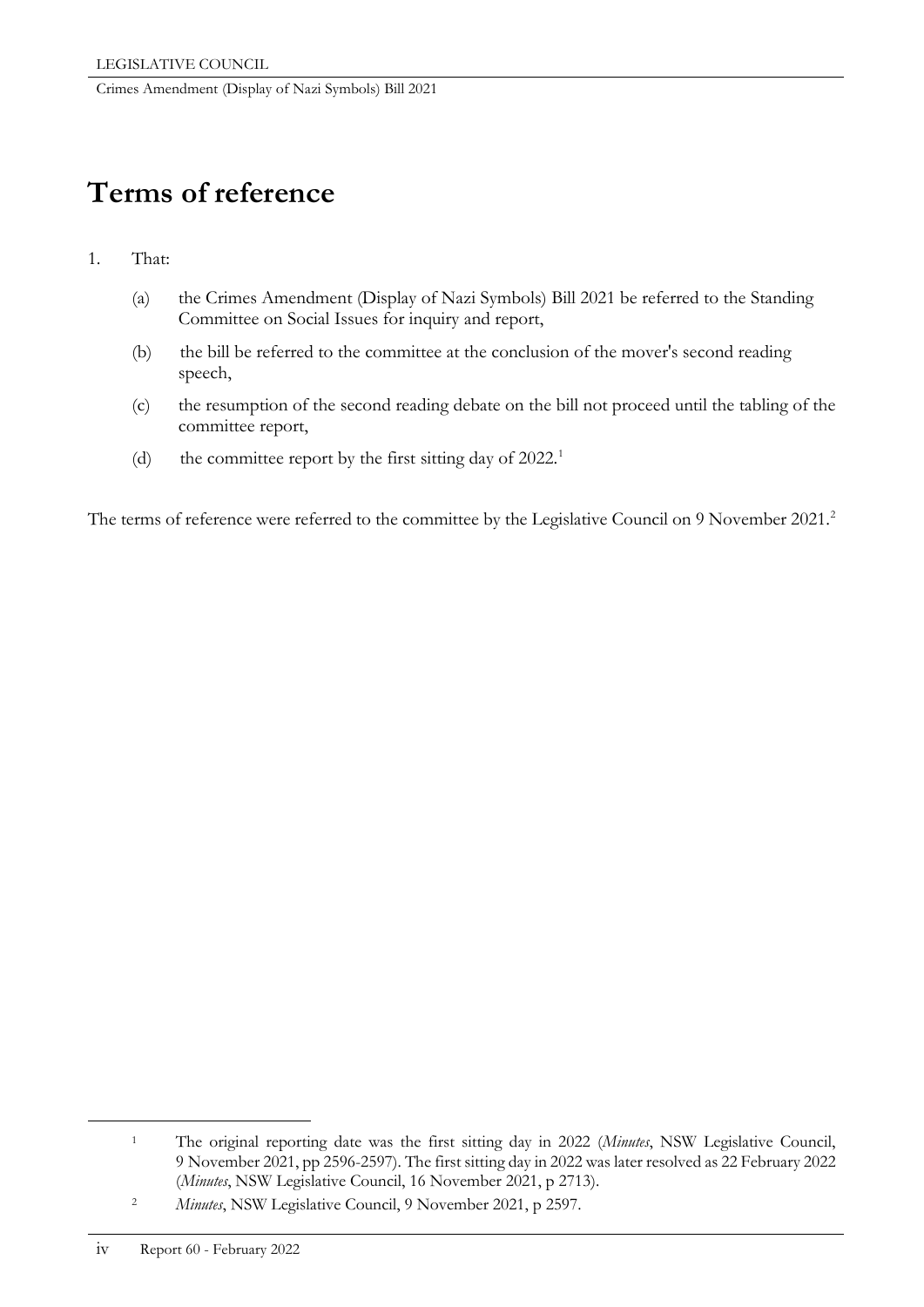# Terms of reference

1. That:

   (a) the Crimes Amendment (Display of Nazi Symbols) Bill 2021 be referred to the Standing Committee on Social Issues for inquiry and report,

   (b) the bill be referred to the committee at the conclusion of the mover's second reading speech,

   (c) the resumption of the second reading debate on the bill not proceed until the tabling of the committee report,

   (d) the committee report by the first sitting day of 2022.[1]

The terms of reference were referred to the committee by the Legislative Council on 9 November 2021.[2]

---

[1] The original reporting date was the first sitting day in 2022 (*Minutes*, NSW Legislative Council, 9 November 2021, pp 2596-2597). The first sitting day in 2022 was later resolved as 22 February 2022 (*Minutes*, NSW Legislative Council, 16 November 2021, p 2713).

[2] *Minutes*, NSW Legislative Council, 9 November 2021, p 2597.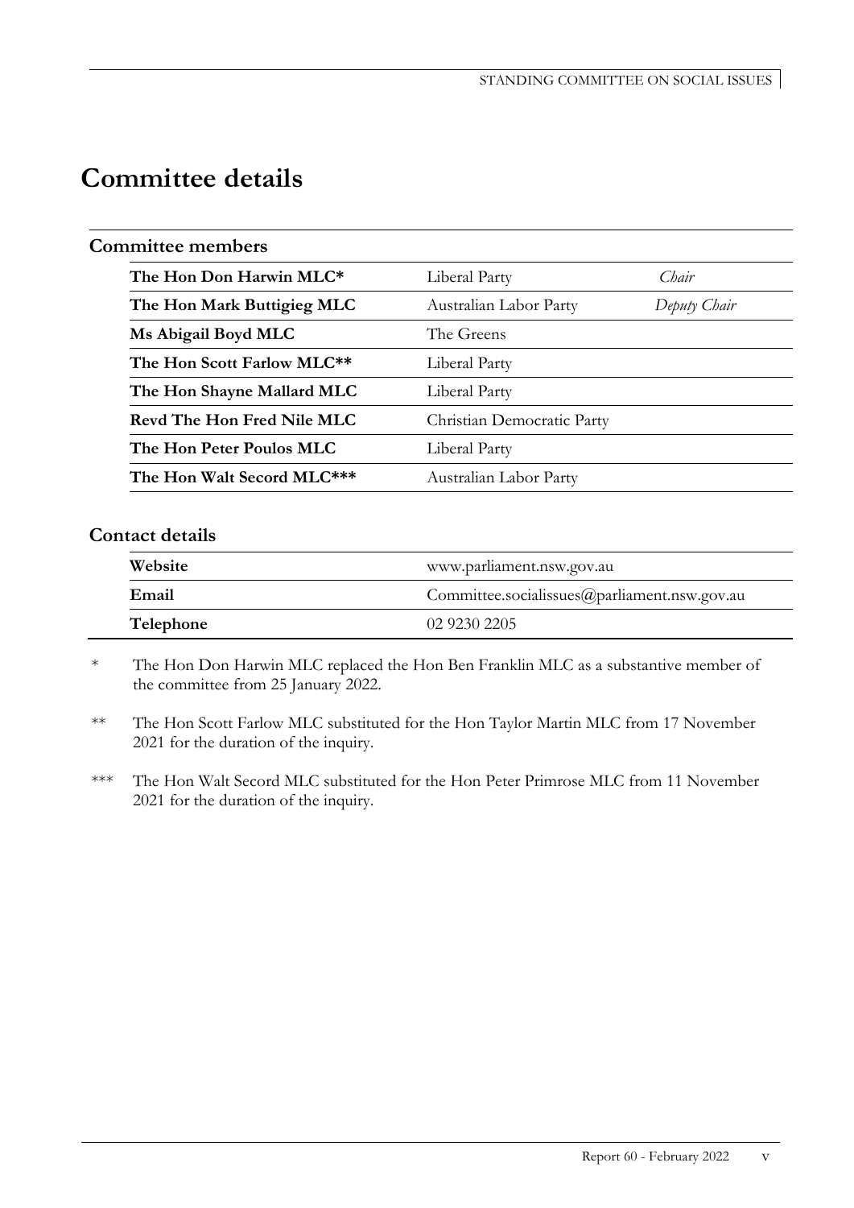# Committee details

## Committee members

| | | |
|---|---|---|
| **The Hon Don Harwin MLC*** | Liberal Party | *Chair* |
| **The Hon Mark Buttigieg MLC** | Australian Labor Party | *Deputy Chair* |
| **Ms Abigail Boyd MLC** | The Greens | |
| **The Hon Scott Farlow MLC**** | Liberal Party | |
| **The Hon Shayne Mallard MLC** | Liberal Party | |
| **Revd The Hon Fred Nile MLC** | Christian Democratic Party | |
| **The Hon Peter Poulos MLC** | Liberal Party | |
| **The Hon Walt Secord MLC***** | Australian Labor Party | |

## Contact details

| | |
|---|---|
| **Website** | www.parliament.nsw.gov.au |
| **Email** | Committee.socialissues@parliament.nsw.gov.au |
| **Telephone** | 02 9230 2205 |

\* The Hon Don Harwin MLC replaced the Hon Ben Franklin MLC as a substantive member of the committee from 25 January 2022.

** The Hon Scott Farlow MLC substituted for the Hon Taylor Martin MLC from 17 November 2021 for the duration of the inquiry.

*** The Hon Walt Secord MLC substituted for the Hon Peter Primrose MLC from 11 November 2021 for the duration of the inquiry.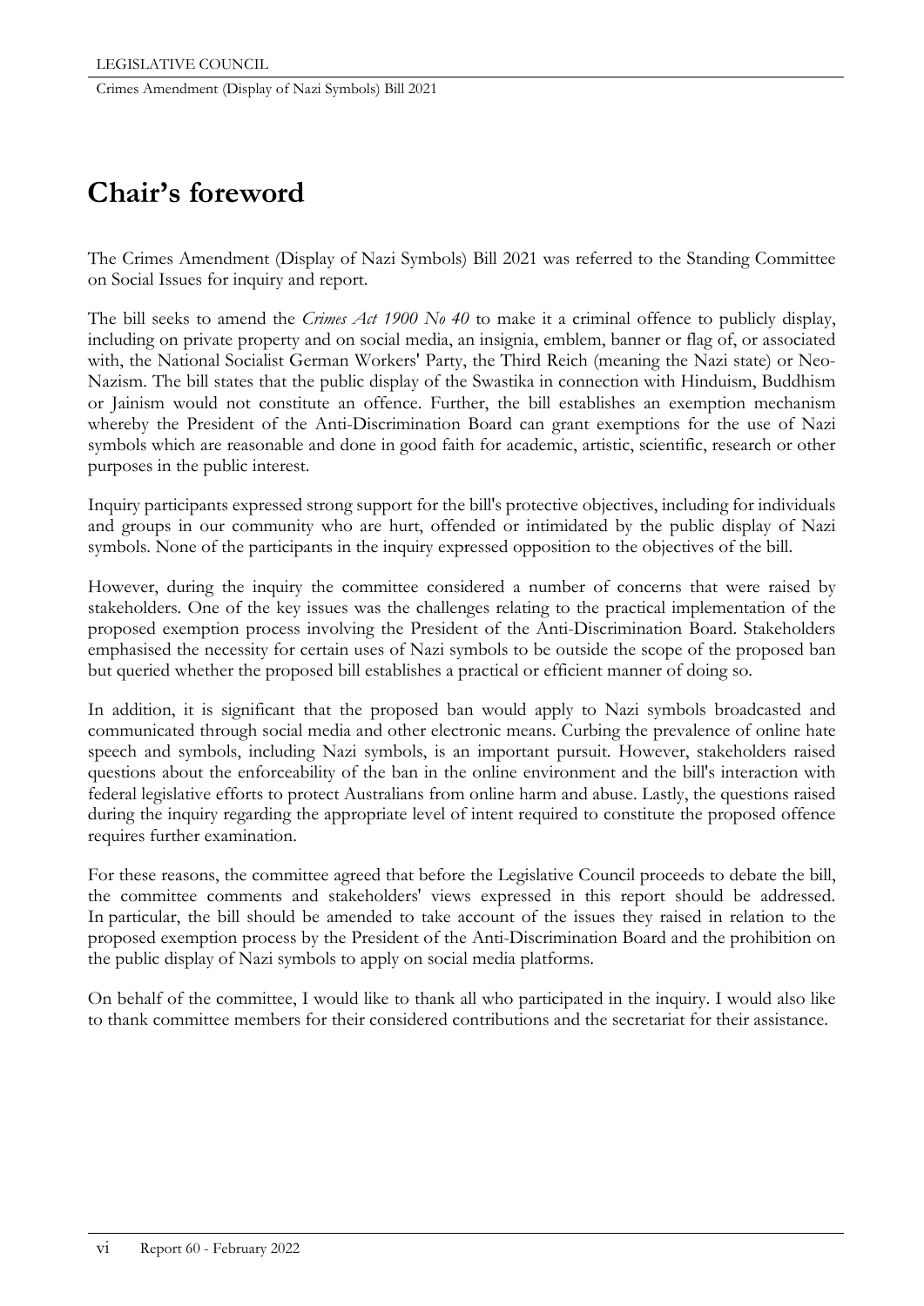# Chair's foreword

The Crimes Amendment (Display of Nazi Symbols) Bill 2021 was referred to the Standing Committee on Social Issues for inquiry and report.

The bill seeks to amend the *Crimes Act 1900 No 40* to make it a criminal offence to publicly display, including on private property and on social media, an insignia, emblem, banner or flag of, or associated with, the National Socialist German Workers' Party, the Third Reich (meaning the Nazi state) or Neo-Nazism. The bill states that the public display of the Swastika in connection with Hinduism, Buddhism or Jainism would not constitute an offence. Further, the bill establishes an exemption mechanism whereby the President of the Anti-Discrimination Board can grant exemptions for the use of Nazi symbols which are reasonable and done in good faith for academic, artistic, scientific, research or other purposes in the public interest.

Inquiry participants expressed strong support for the bill's protective objectives, including for individuals and groups in our community who are hurt, offended or intimidated by the public display of Nazi symbols. None of the participants in the inquiry expressed opposition to the objectives of the bill.

However, during the inquiry the committee considered a number of concerns that were raised by stakeholders. One of the key issues was the challenges relating to the practical implementation of the proposed exemption process involving the President of the Anti-Discrimination Board. Stakeholders emphasised the necessity for certain uses of Nazi symbols to be outside the scope of the proposed ban but queried whether the proposed bill establishes a practical or efficient manner of doing so.

In addition, it is significant that the proposed ban would apply to Nazi symbols broadcasted and communicated through social media and other electronic means. Curbing the prevalence of online hate speech and symbols, including Nazi symbols, is an important pursuit. However, stakeholders raised questions about the enforceability of the ban in the online environment and the bill's interaction with federal legislative efforts to protect Australians from online harm and abuse. Lastly, the questions raised during the inquiry regarding the appropriate level of intent required to constitute the proposed offence requires further examination.

For these reasons, the committee agreed that before the Legislative Council proceeds to debate the bill, the committee comments and stakeholders' views expressed in this report should be addressed. In particular, the bill should be amended to take account of the issues they raised in relation to the proposed exemption process by the President of the Anti-Discrimination Board and the prohibition on the public display of Nazi symbols to apply on social media platforms.

On behalf of the committee, I would like to thank all who participated in the inquiry. I would also like to thank committee members for their considered contributions and the secretariat for their assistance.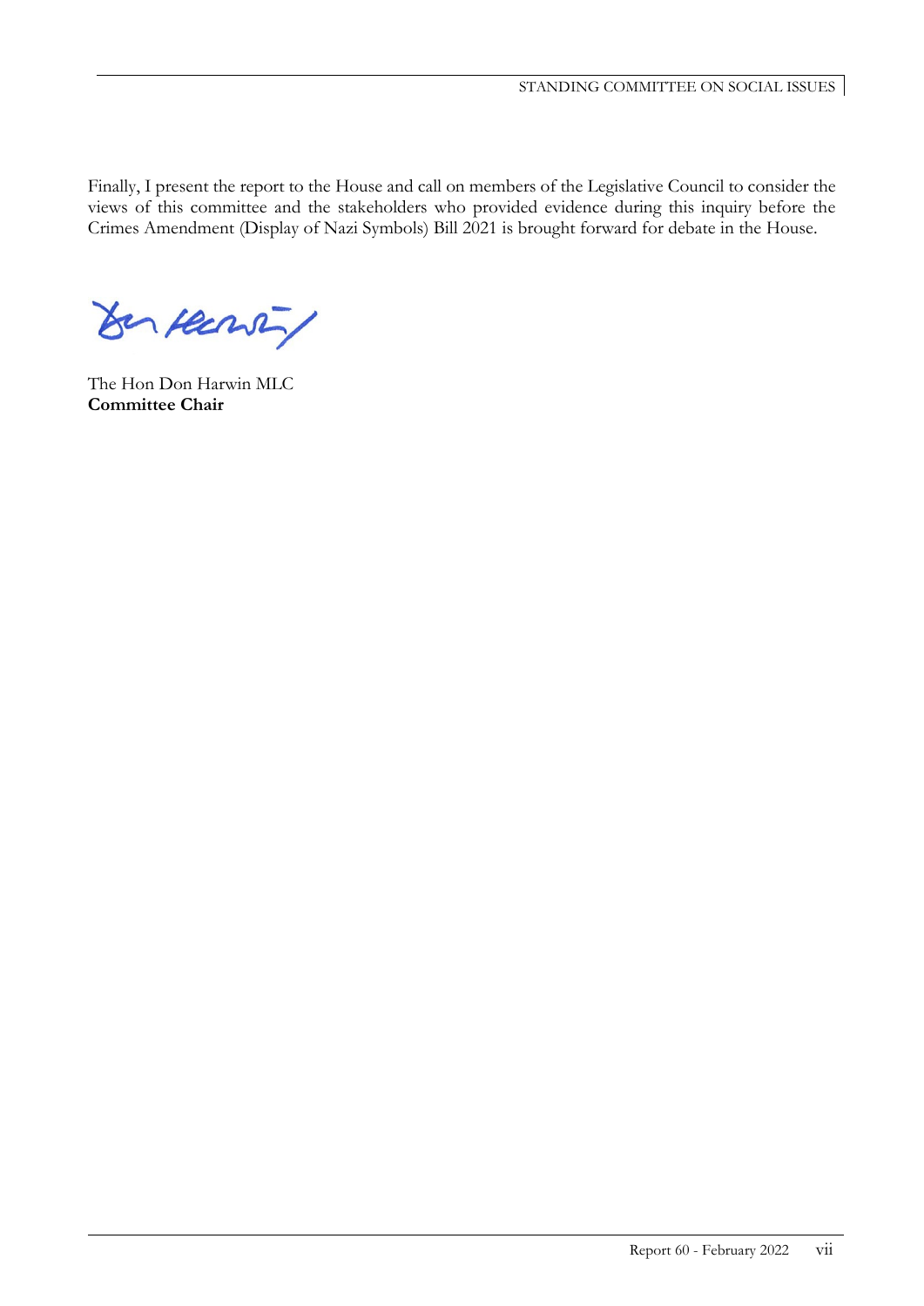Finally, I present the report to the House and call on members of the Legislative Council to consider the views of this committee and the stakeholders who provided evidence during this inquiry before the Crimes Amendment (Display of Nazi Symbols) Bill 2021 is brought forward for debate in the House.

The Hon Don Harwin MLC
**Committee Chair**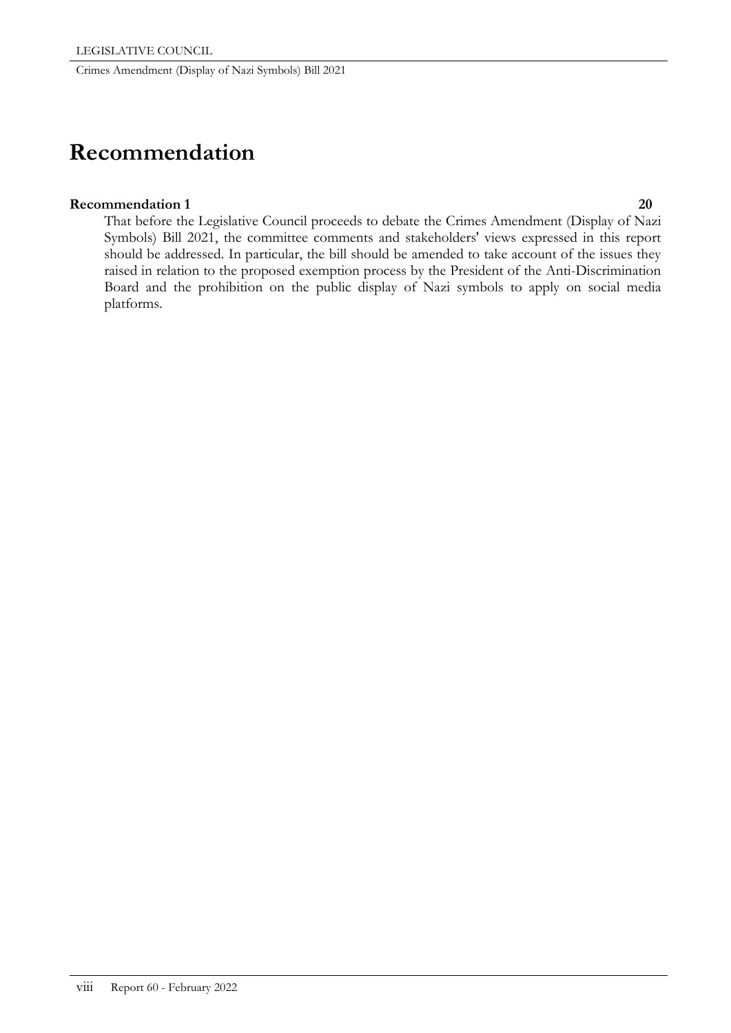# Recommendation

**Recommendation 1** **20**

That before the Legislative Council proceeds to debate the Crimes Amendment (Display of Nazi Symbols) Bill 2021, the committee comments and stakeholders' views expressed in this report should be addressed. In particular, the bill should be amended to take account of the issues they raised in relation to the proposed exemption process by the President of the Anti-Discrimination Board and the prohibition on the public display of Nazi symbols to apply on social media platforms.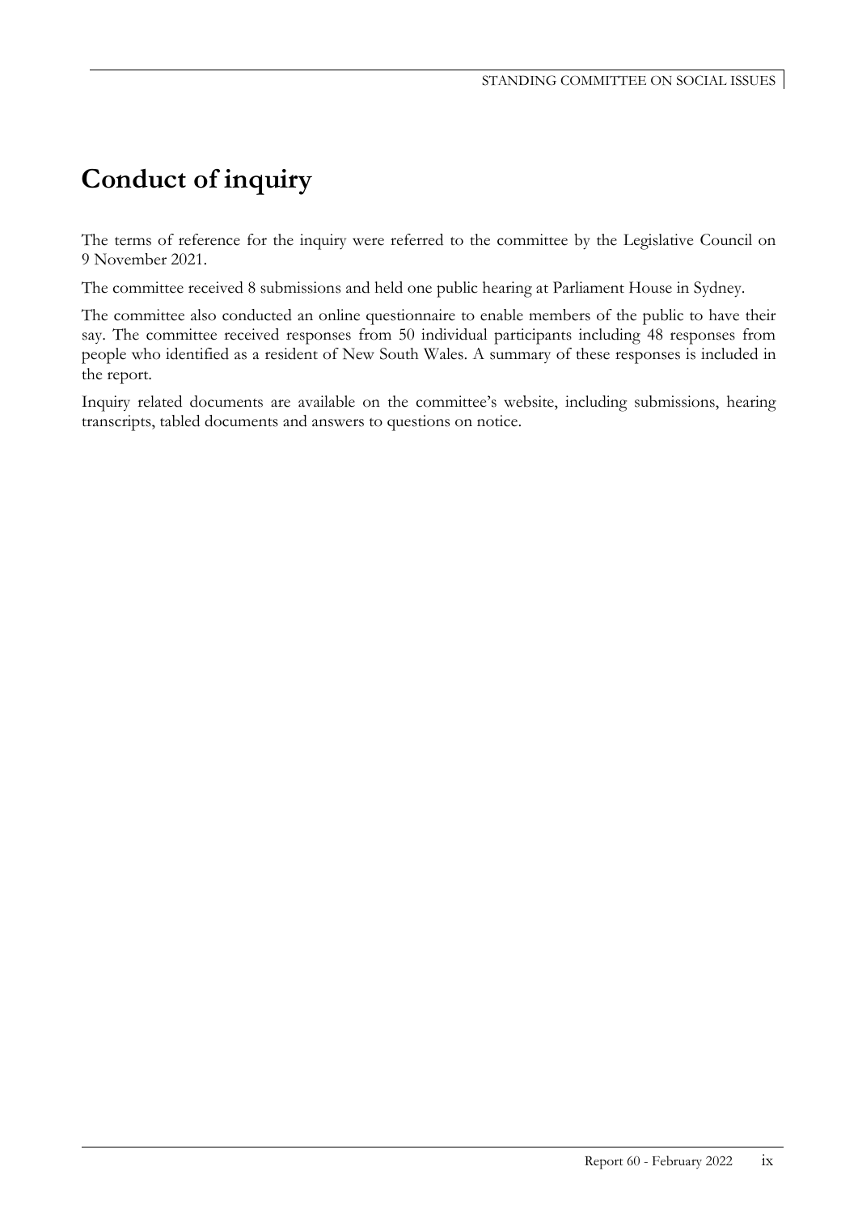# Conduct of inquiry

The terms of reference for the inquiry were referred to the committee by the Legislative Council on 9 November 2021.

The committee received 8 submissions and held one public hearing at Parliament House in Sydney.

The committee also conducted an online questionnaire to enable members of the public to have their say. The committee received responses from 50 individual participants including 48 responses from people who identified as a resident of New South Wales. A summary of these responses is included in the report.

Inquiry related documents are available on the committee's website, including submissions, hearing transcripts, tabled documents and answers to questions on notice.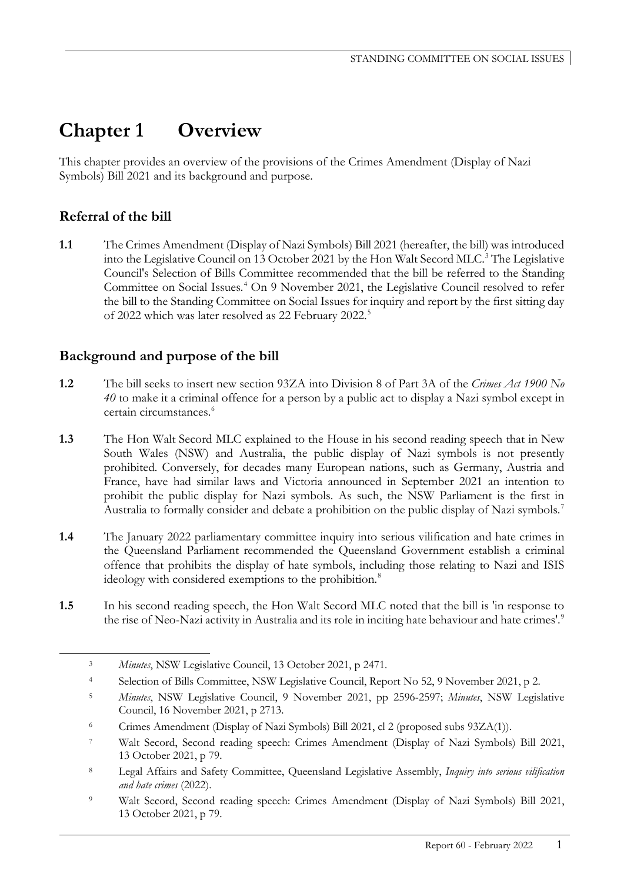# Chapter 1 Overview

This chapter provides an overview of the provisions of the Crimes Amendment (Display of Nazi Symbols) Bill 2021 and its background and purpose.

## Referral of the bill

**1.1** The Crimes Amendment (Display of Nazi Symbols) Bill 2021 (hereafter, the bill) was introduced into the Legislative Council on 13 October 2021 by the Hon Walt Secord MLC.[3] The Legislative Council's Selection of Bills Committee recommended that the bill be referred to the Standing Committee on Social Issues.[4] On 9 November 2021, the Legislative Council resolved to refer the bill to the Standing Committee on Social Issues for inquiry and report by the first sitting day of 2022 which was later resolved as 22 February 2022.[5]

## Background and purpose of the bill

**1.2** The bill seeks to insert new section 93ZA into Division 8 of Part 3A of the *Crimes Act 1900 No 40* to make it a criminal offence for a person by a public act to display a Nazi symbol except in certain circumstances.[6]

**1.3** The Hon Walt Secord MLC explained to the House in his second reading speech that in New South Wales (NSW) and Australia, the public display of Nazi symbols is not presently prohibited. Conversely, for decades many European nations, such as Germany, Austria and France, have had similar laws and Victoria announced in September 2021 an intention to prohibit the public display for Nazi symbols. As such, the NSW Parliament is the first in Australia to formally consider and debate a prohibition on the public display of Nazi symbols.[7]

**1.4** The January 2022 parliamentary committee inquiry into serious vilification and hate crimes in the Queensland Parliament recommended the Queensland Government establish a criminal offence that prohibits the display of hate symbols, including those relating to Nazi and ISIS ideology with considered exemptions to the prohibition.[8]

**1.5** In his second reading speech, the Hon Walt Secord MLC noted that the bill is 'in response to the rise of Neo-Nazi activity in Australia and its role in inciting hate behaviour and hate crimes'.[9]

---

[3] *Minutes*, NSW Legislative Council, 13 October 2021, p 2471.

[4] Selection of Bills Committee, NSW Legislative Council, Report No 52, 9 November 2021, p 2.

[5] *Minutes*, NSW Legislative Council, 9 November 2021, pp 2596-2597; *Minutes*, NSW Legislative Council, 16 November 2021, p 2713.

[6] Crimes Amendment (Display of Nazi Symbols) Bill 2021, cl 2 (proposed subs 93ZA(1)).

[7] Walt Secord, Second reading speech: Crimes Amendment (Display of Nazi Symbols) Bill 2021, 13 October 2021, p 79.

[8] Legal Affairs and Safety Committee, Queensland Legislative Assembly, *Inquiry into serious vilification and hate crimes* (2022).

[9] Walt Secord, Second reading speech: Crimes Amendment (Display of Nazi Symbols) Bill 2021, 13 October 2021, p 79.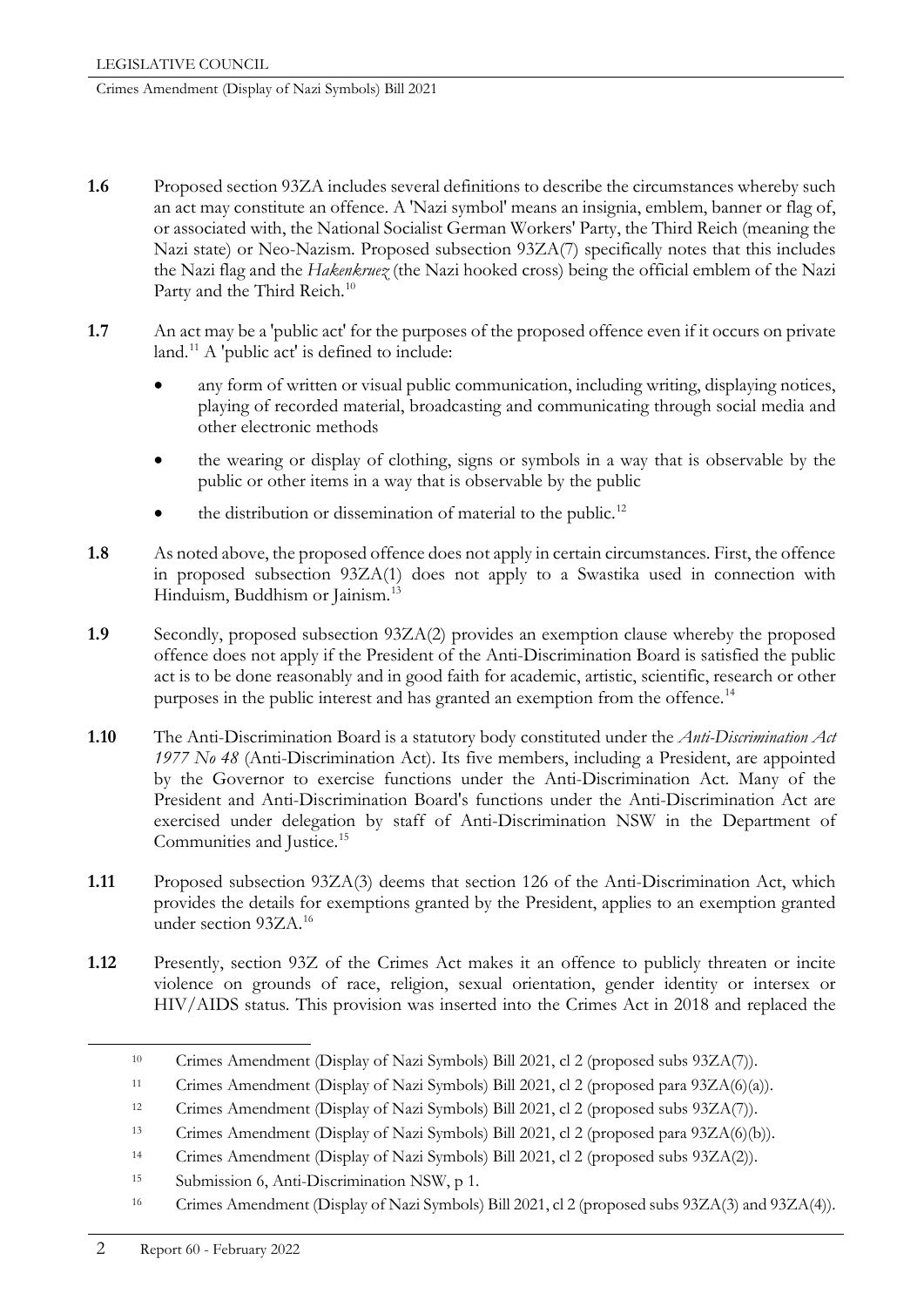**1.6** Proposed section 93ZA includes several definitions to describe the circumstances whereby such an act may constitute an offence. A 'Nazi symbol' means an insignia, emblem, banner or flag of, or associated with, the National Socialist German Workers' Party, the Third Reich (meaning the Nazi state) or Neo-Nazism. Proposed subsection 93ZA(7) specifically notes that this includes the Nazi flag and the *Hakenkruez* (the Nazi hooked cross) being the official emblem of the Nazi Party and the Third Reich.[10]

**1.7** An act may be a 'public act' for the purposes of the proposed offence even if it occurs on private land.[11] A 'public act' is defined to include:

- any form of written or visual public communication, including writing, displaying notices, playing of recorded material, broadcasting and communicating through social media and other electronic methods
- the wearing or display of clothing, signs or symbols in a way that is observable by the public or other items in a way that is observable by the public
- the distribution or dissemination of material to the public.[12]

**1.8** As noted above, the proposed offence does not apply in certain circumstances. First, the offence in proposed subsection 93ZA(1) does not apply to a Swastika used in connection with Hinduism, Buddhism or Jainism.[13]

**1.9** Secondly, proposed subsection 93ZA(2) provides an exemption clause whereby the proposed offence does not apply if the President of the Anti-Discrimination Board is satisfied the public act is to be done reasonably and in good faith for academic, artistic, scientific, research or other purposes in the public interest and has granted an exemption from the offence.[14]

**1.10** The Anti-Discrimination Board is a statutory body constituted under the *Anti-Discrimination Act 1977 No 48* (Anti-Discrimination Act). Its five members, including a President, are appointed by the Governor to exercise functions under the Anti-Discrimination Act. Many of the President and Anti-Discrimination Board's functions under the Anti-Discrimination Act are exercised under delegation by staff of Anti-Discrimination NSW in the Department of Communities and Justice.[15]

**1.11** Proposed subsection 93ZA(3) deems that section 126 of the Anti-Discrimination Act, which provides the details for exemptions granted by the President, applies to an exemption granted under section 93ZA.[16]

**1.12** Presently, section 93Z of the Crimes Act makes it an offence to publicly threaten or incite violence on grounds of race, religion, sexual orientation, gender identity or intersex or HIV/AIDS status. This provision was inserted into the Crimes Act in 2018 and replaced the

---

[10] Crimes Amendment (Display of Nazi Symbols) Bill 2021, cl 2 (proposed subs 93ZA(7)).

[11] Crimes Amendment (Display of Nazi Symbols) Bill 2021, cl 2 (proposed para 93ZA(6)(a)).

[12] Crimes Amendment (Display of Nazi Symbols) Bill 2021, cl 2 (proposed subs 93ZA(7)).

[13] Crimes Amendment (Display of Nazi Symbols) Bill 2021, cl 2 (proposed para 93ZA(6)(b)).

[14] Crimes Amendment (Display of Nazi Symbols) Bill 2021, cl 2 (proposed subs 93ZA(2)).

[15] Submission 6, Anti-Discrimination NSW, p 1.

[16] Crimes Amendment (Display of Nazi Symbols) Bill 2021, cl 2 (proposed subs 93ZA(3) and 93ZA(4)).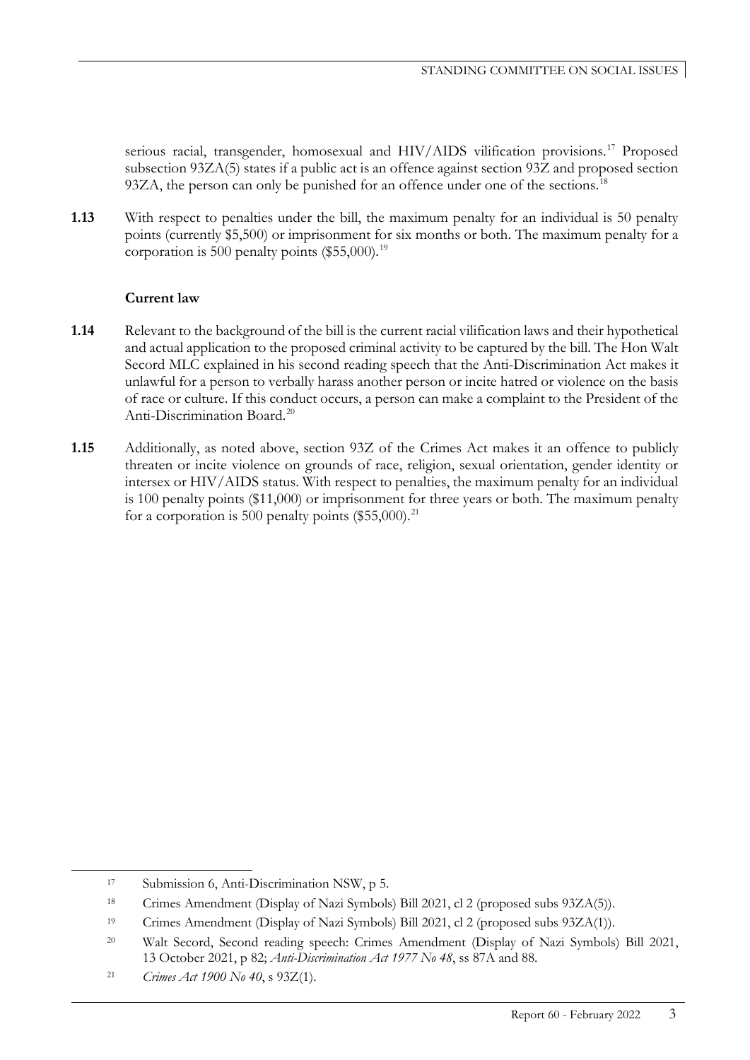serious racial, transgender, homosexual and HIV/AIDS vilification provisions.[17] Proposed subsection 93ZA(5) states if a public act is an offence against section 93Z and proposed section 93ZA, the person can only be punished for an offence under one of the sections.[18]

**1.13** With respect to penalties under the bill, the maximum penalty for an individual is 50 penalty points (currently $5,500) or imprisonment for six months or both. The maximum penalty for a corporation is 500 penalty points ($55,000).[19]

### Current law

**1.14** Relevant to the background of the bill is the current racial vilification laws and their hypothetical and actual application to the proposed criminal activity to be captured by the bill. The Hon Walt Secord MLC explained in his second reading speech that the Anti-Discrimination Act makes it unlawful for a person to verbally harass another person or incite hatred or violence on the basis of race or culture. If this conduct occurs, a person can make a complaint to the President of the Anti-Discrimination Board.[20]

**1.15** Additionally, as noted above, section 93Z of the Crimes Act makes it an offence to publicly threaten or incite violence on grounds of race, religion, sexual orientation, gender identity or intersex or HIV/AIDS status. With respect to penalties, the maximum penalty for an individual is 100 penalty points ($11,000) or imprisonment for three years or both. The maximum penalty for a corporation is 500 penalty points ($55,000).[21]

---

[17] Submission 6, Anti-Discrimination NSW, p 5.

[18] Crimes Amendment (Display of Nazi Symbols) Bill 2021, cl 2 (proposed subs 93ZA(5)).

[19] Crimes Amendment (Display of Nazi Symbols) Bill 2021, cl 2 (proposed subs 93ZA(1)).

[20] Walt Secord, Second reading speech: Crimes Amendment (Display of Nazi Symbols) Bill 2021, 13 October 2021, p 82; *Anti-Discrimination Act 1977 No 48*, ss 87A and 88.

[21] *Crimes Act 1900 No 40*, s 93Z(1).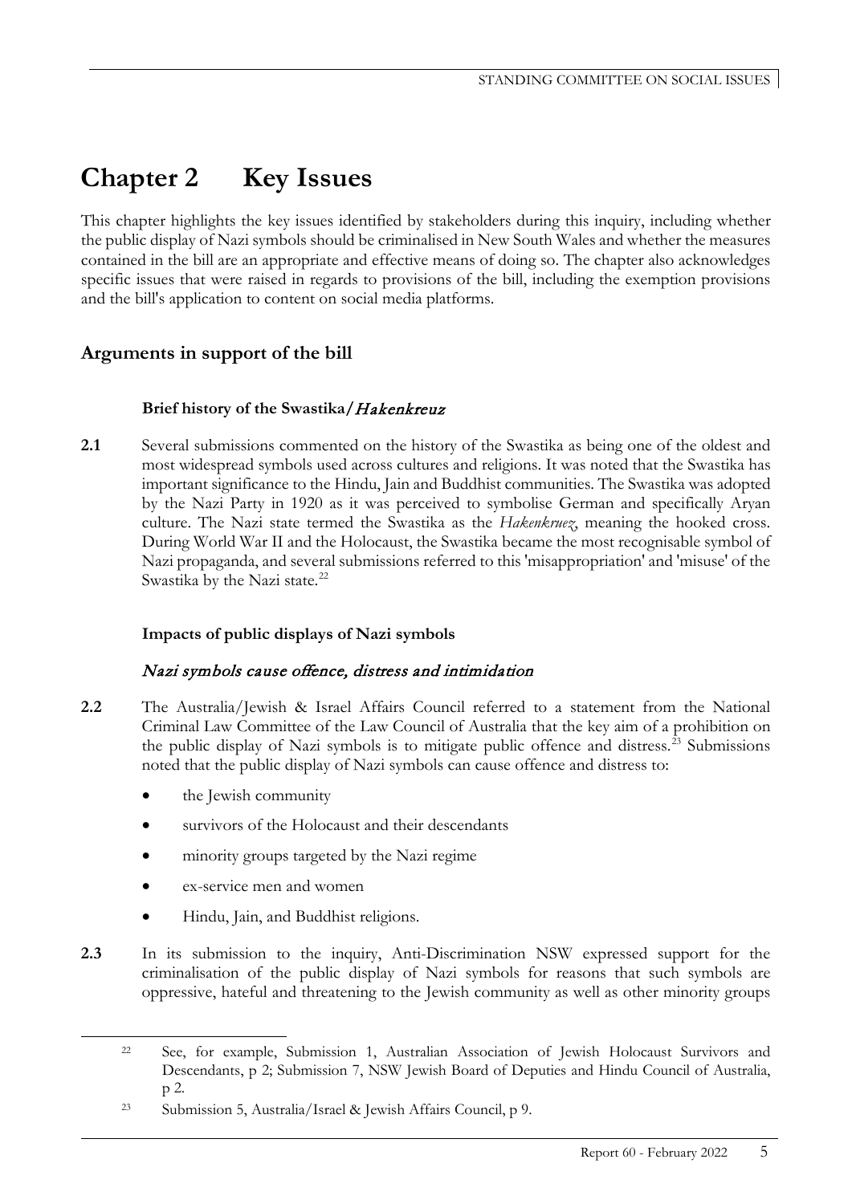# Chapter 2 Key Issues

This chapter highlights the key issues identified by stakeholders during this inquiry, including whether the public display of Nazi symbols should be criminalised in New South Wales and whether the measures contained in the bill are an appropriate and effective means of doing so. The chapter also acknowledges specific issues that were raised in regards to provisions of the bill, including the exemption provisions and the bill's application to content on social media platforms.

## Arguments in support of the bill

### Brief history of the Swastika/*Hakenkreuz*

**2.1** Several submissions commented on the history of the Swastika as being one of the oldest and most widespread symbols used across cultures and religions. It was noted that the Swastika has important significance to the Hindu, Jain and Buddhist communities. The Swastika was adopted by the Nazi Party in 1920 as it was perceived to symbolise German and specifically Aryan culture. The Nazi state termed the Swastika as the *Hakenkruez*, meaning the hooked cross. During World War II and the Holocaust, the Swastika became the most recognisable symbol of Nazi propaganda, and several submissions referred to this 'misappropriation' and 'misuse' of the Swastika by the Nazi state.[22]

### Impacts of public displays of Nazi symbols

#### *Nazi symbols cause offence, distress and intimidation*

**2.2** The Australia/Jewish & Israel Affairs Council referred to a statement from the National Criminal Law Committee of the Law Council of Australia that the key aim of a prohibition on the public display of Nazi symbols is to mitigate public offence and distress.[23] Submissions noted that the public display of Nazi symbols can cause offence and distress to:

- the Jewish community
- survivors of the Holocaust and their descendants
- minority groups targeted by the Nazi regime
- ex-service men and women
- Hindu, Jain, and Buddhist religions.

**2.3** In its submission to the inquiry, Anti-Discrimination NSW expressed support for the criminalisation of the public display of Nazi symbols for reasons that such symbols are oppressive, hateful and threatening to the Jewish community as well as other minority groups

---

[22] See, for example, Submission 1, Australian Association of Jewish Holocaust Survivors and Descendants, p 2; Submission 7, NSW Jewish Board of Deputies and Hindu Council of Australia, p 2.

[23] Submission 5, Australia/Israel & Jewish Affairs Council, p 9.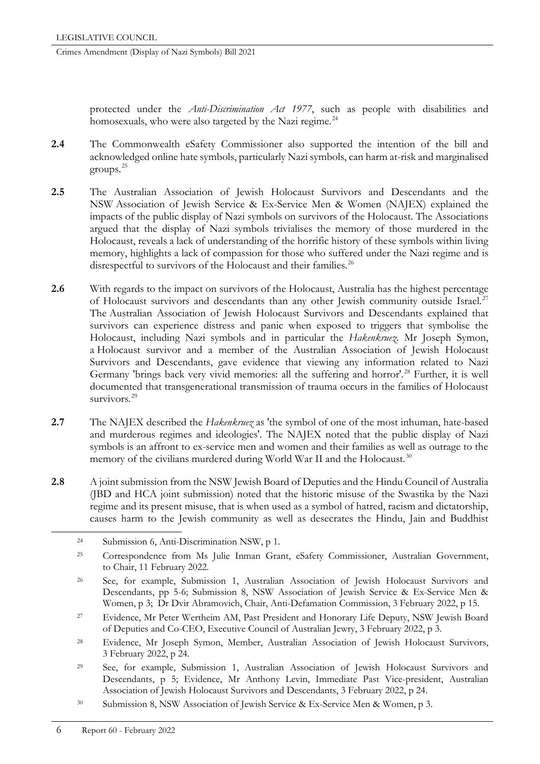protected under the *Anti-Discrimination Act 1977*, such as people with disabilities and homosexuals, who were also targeted by the Nazi regime.[24]

**2.4** The Commonwealth eSafety Commissioner also supported the intention of the bill and acknowledged online hate symbols, particularly Nazi symbols, can harm at-risk and marginalised groups.[25]

**2.5** The Australian Association of Jewish Holocaust Survivors and Descendants and the NSW Association of Jewish Service & Ex-Service Men & Women (NAJEX) explained the impacts of the public display of Nazi symbols on survivors of the Holocaust. The Associations argued that the display of Nazi symbols trivialises the memory of those murdered in the Holocaust, reveals a lack of understanding of the horrific history of these symbols within living memory, highlights a lack of compassion for those who suffered under the Nazi regime and is disrespectful to survivors of the Holocaust and their families.[26]

**2.6** With regards to the impact on survivors of the Holocaust, Australia has the highest percentage of Holocaust survivors and descendants than any other Jewish community outside Israel.[27] The Australian Association of Jewish Holocaust Survivors and Descendants explained that survivors can experience distress and panic when exposed to triggers that symbolise the Holocaust, including Nazi symbols and in particular the *Hakenkruez*. Mr Joseph Symon, a Holocaust survivor and a member of the Australian Association of Jewish Holocaust Survivors and Descendants, gave evidence that viewing any information related to Nazi Germany 'brings back very vivid memories: all the suffering and horror'.[28] Further, it is well documented that transgenerational transmission of trauma occurs in the families of Holocaust survivors.[29]

**2.7** The NAJEX described the *Hakenkruez* as 'the symbol of one of the most inhuman, hate-based and murderous regimes and ideologies'. The NAJEX noted that the public display of Nazi symbols is an affront to ex-service men and women and their families as well as outrage to the memory of the civilians murdered during World War II and the Holocaust.[30]

**2.8** A joint submission from the NSW Jewish Board of Deputies and the Hindu Council of Australia (JBD and HCA joint submission) noted that the historic misuse of the Swastika by the Nazi regime and its present misuse, that is when used as a symbol of hatred, racism and dictatorship, causes harm to the Jewish community as well as desecrates the Hindu, Jain and Buddhist

---

[24] Submission 6, Anti-Discrimination NSW, p 1.

[25] Correspondence from Ms Julie Inman Grant, eSafety Commissioner, Australian Government, to Chair, 11 February 2022.

[26] See, for example, Submission 1, Australian Association of Jewish Holocaust Survivors and Descendants, pp 5-6; Submission 8, NSW Association of Jewish Service & Ex-Service Men & Women, p 3; Dr Dvir Abramovich, Chair, Anti-Defamation Commission, 3 February 2022, p 15.

[27] Evidence, Mr Peter Wertheim AM, Past President and Honorary Life Deputy, NSW Jewish Board of Deputies and Co-CEO, Executive Council of Australian Jewry, 3 February 2022, p 3.

[28] Evidence, Mr Joseph Symon, Member, Australian Association of Jewish Holocaust Survivors, 3 February 2022, p 24.

[29] See, for example, Submission 1, Australian Association of Jewish Holocaust Survivors and Descendants, p 5; Evidence, Mr Anthony Levin, Immediate Past Vice-president, Australian Association of Jewish Holocaust Survivors and Descendants, 3 February 2022, p 24.

[30] Submission 8, NSW Association of Jewish Service & Ex-Service Men & Women, p 3.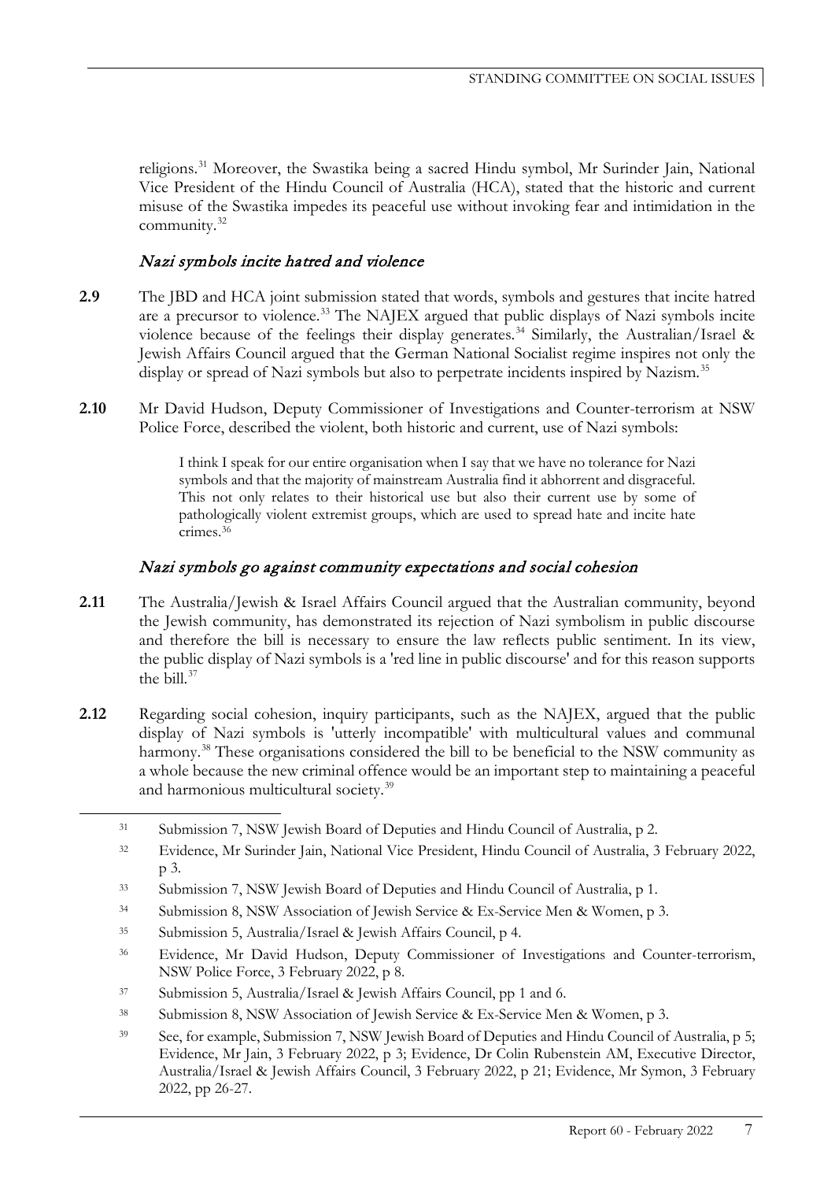religions.[31] Moreover, the Swastika being a sacred Hindu symbol, Mr Surinder Jain, National Vice President of the Hindu Council of Australia (HCA), stated that the historic and current misuse of the Swastika impedes its peaceful use without invoking fear and intimidation in the community.[32]

### *Nazi symbols incite hatred and violence*

**2.9** The JBD and HCA joint submission stated that words, symbols and gestures that incite hatred are a precursor to violence.[33] The NAJEX argued that public displays of Nazi symbols incite violence because of the feelings their display generates.[34] Similarly, the Australian/Israel & Jewish Affairs Council argued that the German National Socialist regime inspires not only the display or spread of Nazi symbols but also to perpetrate incidents inspired by Nazism.[35]

**2.10** Mr David Hudson, Deputy Commissioner of Investigations and Counter-terrorism at NSW Police Force, described the violent, both historic and current, use of Nazi symbols:

> I think I speak for our entire organisation when I say that we have no tolerance for Nazi symbols and that the majority of mainstream Australia find it abhorrent and disgraceful. This not only relates to their historical use but also their current use by some of pathologically violent extremist groups, which are used to spread hate and incite hate crimes.[36]

### *Nazi symbols go against community expectations and social cohesion*

**2.11** The Australia/Jewish & Israel Affairs Council argued that the Australian community, beyond the Jewish community, has demonstrated its rejection of Nazi symbolism in public discourse and therefore the bill is necessary to ensure the law reflects public sentiment. In its view, the public display of Nazi symbols is a 'red line in public discourse' and for this reason supports the bill.[37]

**2.12** Regarding social cohesion, inquiry participants, such as the NAJEX, argued that the public display of Nazi symbols is 'utterly incompatible' with multicultural values and communal harmony.[38] These organisations considered the bill to be beneficial to the NSW community as a whole because the new criminal offence would be an important step to maintaining a peaceful and harmonious multicultural society.[39]

---

[31] Submission 7, NSW Jewish Board of Deputies and Hindu Council of Australia, p 2.

[32] Evidence, Mr Surinder Jain, National Vice President, Hindu Council of Australia, 3 February 2022, p 3.

[33] Submission 7, NSW Jewish Board of Deputies and Hindu Council of Australia, p 1.

[34] Submission 8, NSW Association of Jewish Service & Ex-Service Men & Women, p 3.

[35] Submission 5, Australia/Israel & Jewish Affairs Council, p 4.

[36] Evidence, Mr David Hudson, Deputy Commissioner of Investigations and Counter-terrorism, NSW Police Force, 3 February 2022, p 8.

[37] Submission 5, Australia/Israel & Jewish Affairs Council, pp 1 and 6.

[38] Submission 8, NSW Association of Jewish Service & Ex-Service Men & Women, p 3.

[39] See, for example, Submission 7, NSW Jewish Board of Deputies and Hindu Council of Australia, p 5; Evidence, Mr Jain, 3 February 2022, p 3; Evidence, Dr Colin Rubenstein AM, Executive Director, Australia/Israel & Jewish Affairs Council, 3 February 2022, p 21; Evidence, Mr Symon, 3 February 2022, pp 26-27.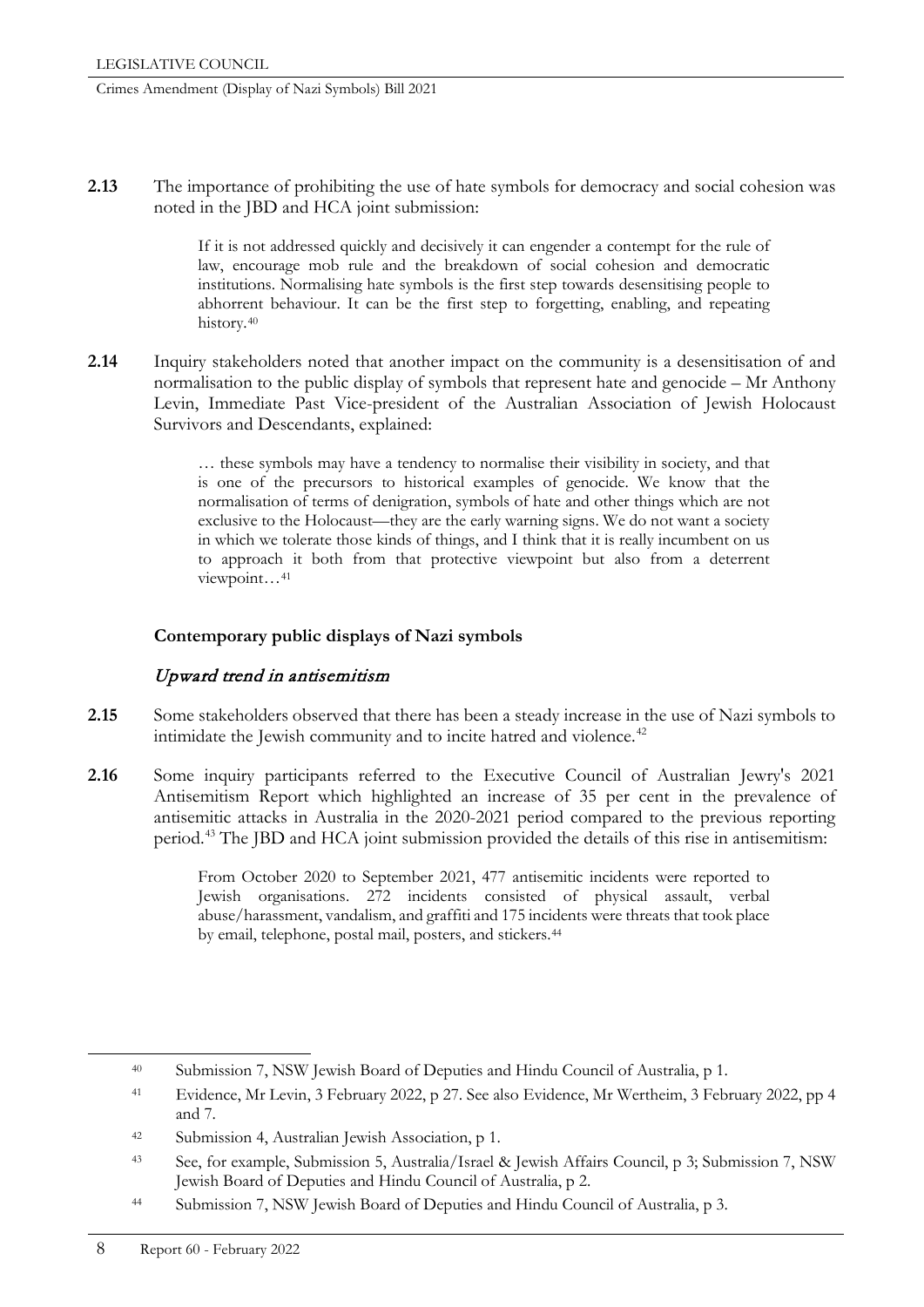**2.13** The importance of prohibiting the use of hate symbols for democracy and social cohesion was noted in the JBD and HCA joint submission:

> If it is not addressed quickly and decisively it can engender a contempt for the rule of law, encourage mob rule and the breakdown of social cohesion and democratic institutions. Normalising hate symbols is the first step towards desensitising people to abhorrent behaviour. It can be the first step to forgetting, enabling, and repeating history.[40]

**2.14** Inquiry stakeholders noted that another impact on the community is a desensitisation of and normalisation to the public display of symbols that represent hate and genocide – Mr Anthony Levin, Immediate Past Vice-president of the Australian Association of Jewish Holocaust Survivors and Descendants, explained:

> … these symbols may have a tendency to normalise their visibility in society, and that is one of the precursors to historical examples of genocide. We know that the normalisation of terms of denigration, symbols of hate and other things which are not exclusive to the Holocaust—they are the early warning signs. We do not want a society in which we tolerate those kinds of things, and I think that it is really incumbent on us to approach it both from that protective viewpoint but also from a deterrent viewpoint…[41]

### Contemporary public displays of Nazi symbols

#### *Upward trend in antisemitism*

**2.15** Some stakeholders observed that there has been a steady increase in the use of Nazi symbols to intimidate the Jewish community and to incite hatred and violence.[42]

**2.16** Some inquiry participants referred to the Executive Council of Australian Jewry's 2021 Antisemitism Report which highlighted an increase of 35 per cent in the prevalence of antisemitic attacks in Australia in the 2020-2021 period compared to the previous reporting period.[43] The JBD and HCA joint submission provided the details of this rise in antisemitism:

> From October 2020 to September 2021, 477 antisemitic incidents were reported to Jewish organisations. 272 incidents consisted of physical assault, verbal abuse/harassment, vandalism, and graffiti and 175 incidents were threats that took place by email, telephone, postal mail, posters, and stickers.[44]

---

[40] Submission 7, NSW Jewish Board of Deputies and Hindu Council of Australia, p 1.

[41] Evidence, Mr Levin, 3 February 2022, p 27. See also Evidence, Mr Wertheim, 3 February 2022, pp 4 and 7.

[42] Submission 4, Australian Jewish Association, p 1.

[43] See, for example, Submission 5, Australia/Israel & Jewish Affairs Council, p 3; Submission 7, NSW Jewish Board of Deputies and Hindu Council of Australia, p 2.

[44] Submission 7, NSW Jewish Board of Deputies and Hindu Council of Australia, p 3.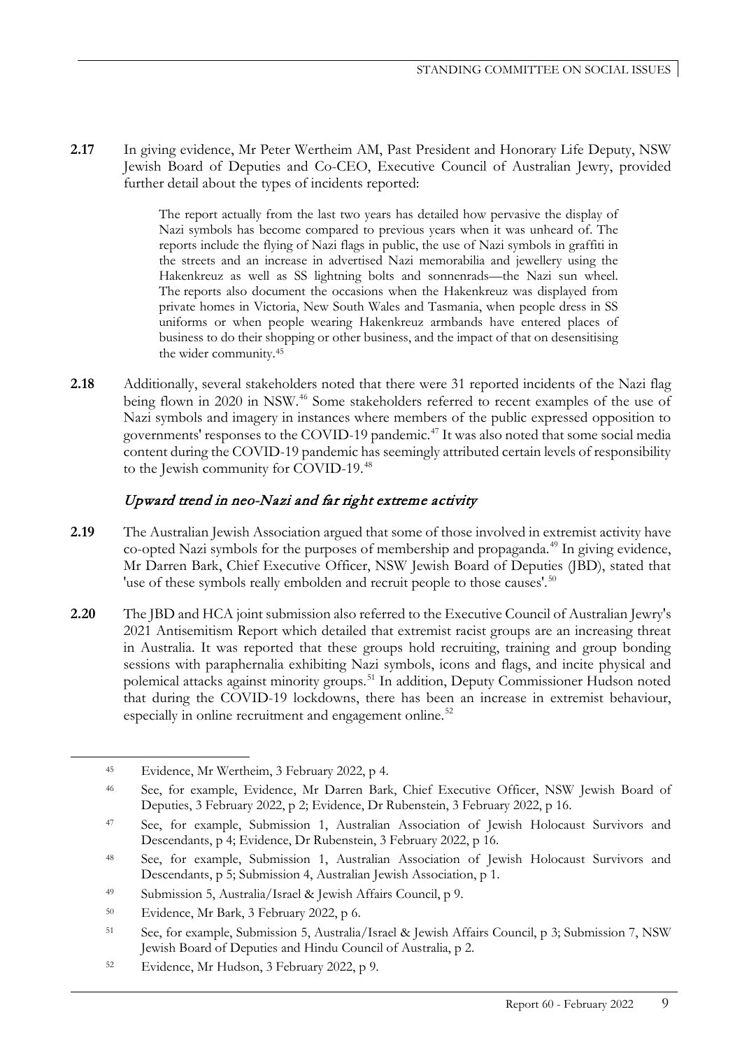**2.17** In giving evidence, Mr Peter Wertheim AM, Past President and Honorary Life Deputy, NSW Jewish Board of Deputies and Co-CEO, Executive Council of Australian Jewry, provided further detail about the types of incidents reported:

> The report actually from the last two years has detailed how pervasive the display of Nazi symbols has become compared to previous years when it was unheard of. The reports include the flying of Nazi flags in public, the use of Nazi symbols in graffiti in the streets and an increase in advertised Nazi memorabilia and jewellery using the Hakenkreuz as well as SS lightning bolts and sonnenrads—the Nazi sun wheel. The reports also document the occasions when the Hakenkreuz was displayed from private homes in Victoria, New South Wales and Tasmania, when people dress in SS uniforms or when people wearing Hakenkreuz armbands have entered places of business to do their shopping or other business, and the impact of that on desensitising the wider community.[45]

**2.18** Additionally, several stakeholders noted that there were 31 reported incidents of the Nazi flag being flown in 2020 in NSW.[46] Some stakeholders referred to recent examples of the use of Nazi symbols and imagery in instances where members of the public expressed opposition to governments' responses to the COVID-19 pandemic.[47] It was also noted that some social media content during the COVID-19 pandemic has seemingly attributed certain levels of responsibility to the Jewish community for COVID-19.[48]

### *Upward trend in neo-Nazi and far right extreme activity*

**2.19** The Australian Jewish Association argued that some of those involved in extremist activity have co-opted Nazi symbols for the purposes of membership and propaganda.[49] In giving evidence, Mr Darren Bark, Chief Executive Officer, NSW Jewish Board of Deputies (JBD), stated that 'use of these symbols really embolden and recruit people to those causes'.[50]

**2.20** The JBD and HCA joint submission also referred to the Executive Council of Australian Jewry's 2021 Antisemitism Report which detailed that extremist racist groups are an increasing threat in Australia. It was reported that these groups hold recruiting, training and group bonding sessions with paraphernalia exhibiting Nazi symbols, icons and flags, and incite physical and polemical attacks against minority groups.[51] In addition, Deputy Commissioner Hudson noted that during the COVID-19 lockdowns, there has been an increase in extremist behaviour, especially in online recruitment and engagement online.[52]

---

[45] Evidence, Mr Wertheim, 3 February 2022, p 4.

[46] See, for example, Evidence, Mr Darren Bark, Chief Executive Officer, NSW Jewish Board of Deputies, 3 February 2022, p 2; Evidence, Dr Rubenstein, 3 February 2022, p 16.

[47] See, for example, Submission 1, Australian Association of Jewish Holocaust Survivors and Descendants, p 4; Evidence, Dr Rubenstein, 3 February 2022, p 16.

[48] See, for example, Submission 1, Australian Association of Jewish Holocaust Survivors and Descendants, p 5; Submission 4, Australian Jewish Association, p 1.

[49] Submission 5, Australia/Israel & Jewish Affairs Council, p 9.

[50] Evidence, Mr Bark, 3 February 2022, p 6.

[51] See, for example, Submission 5, Australia/Israel & Jewish Affairs Council, p 3; Submission 7, NSW Jewish Board of Deputies and Hindu Council of Australia, p 2.

[52] Evidence, Mr Hudson, 3 February 2022, p 9.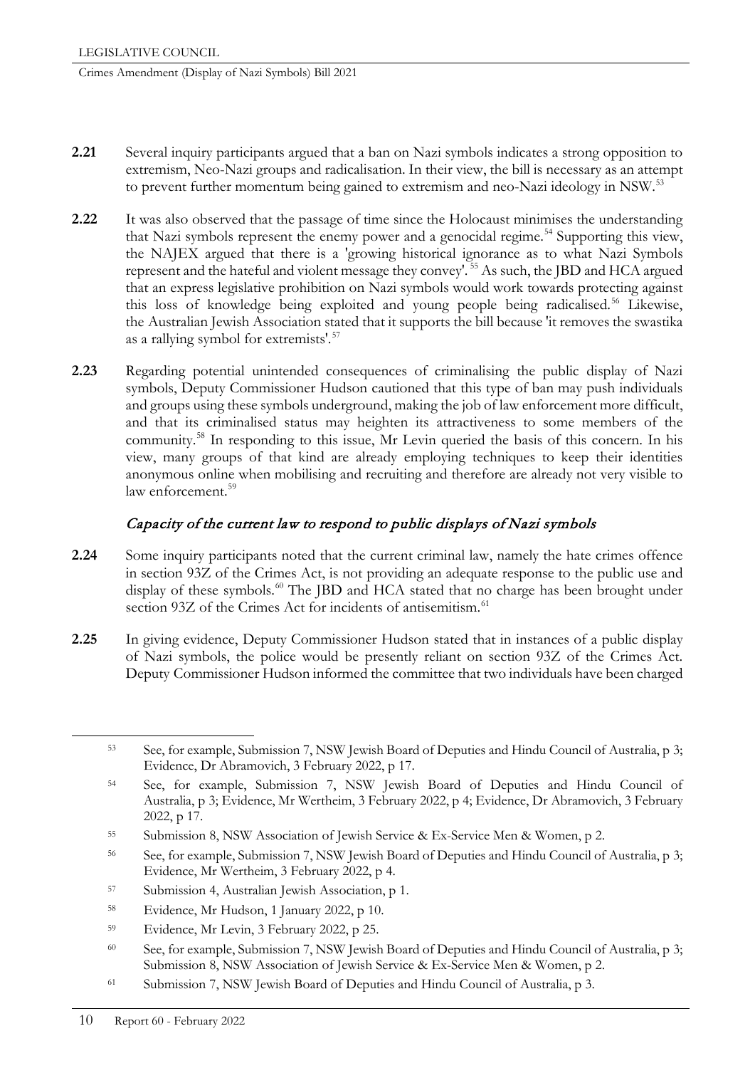**2.21** Several inquiry participants argued that a ban on Nazi symbols indicates a strong opposition to extremism, Neo-Nazi groups and radicalisation. In their view, the bill is necessary as an attempt to prevent further momentum being gained to extremism and neo-Nazi ideology in NSW.[53]

**2.22** It was also observed that the passage of time since the Holocaust minimises the understanding that Nazi symbols represent the enemy power and a genocidal regime.[54] Supporting this view, the NAJEX argued that there is a 'growing historical ignorance as to what Nazi Symbols represent and the hateful and violent message they convey'.[55] As such, the JBD and HCA argued that an express legislative prohibition on Nazi symbols would work towards protecting against this loss of knowledge being exploited and young people being radicalised.[56] Likewise, the Australian Jewish Association stated that it supports the bill because 'it removes the swastika as a rallying symbol for extremists'.[57]

**2.23** Regarding potential unintended consequences of criminalising the public display of Nazi symbols, Deputy Commissioner Hudson cautioned that this type of ban may push individuals and groups using these symbols underground, making the job of law enforcement more difficult, and that its criminalised status may heighten its attractiveness to some members of the community.[58] In responding to this issue, Mr Levin queried the basis of this concern. In his view, many groups of that kind are already employing techniques to keep their identities anonymous online when mobilising and recruiting and therefore are already not very visible to law enforcement.[59]

### *Capacity of the current law to respond to public displays of Nazi symbols*

**2.24** Some inquiry participants noted that the current criminal law, namely the hate crimes offence in section 93Z of the Crimes Act, is not providing an adequate response to the public use and display of these symbols.[60] The JBD and HCA stated that no charge has been brought under section 93Z of the Crimes Act for incidents of antisemitism.[61]

**2.25** In giving evidence, Deputy Commissioner Hudson stated that in instances of a public display of Nazi symbols, the police would be presently reliant on section 93Z of the Crimes Act. Deputy Commissioner Hudson informed the committee that two individuals have been charged

---

[53] See, for example, Submission 7, NSW Jewish Board of Deputies and Hindu Council of Australia, p 3; Evidence, Dr Abramovich, 3 February 2022, p 17.

[54] See, for example, Submission 7, NSW Jewish Board of Deputies and Hindu Council of Australia, p 3; Evidence, Mr Wertheim, 3 February 2022, p 4; Evidence, Dr Abramovich, 3 February 2022, p 17.

[55] Submission 8, NSW Association of Jewish Service & Ex-Service Men & Women, p 2.

[56] See, for example, Submission 7, NSW Jewish Board of Deputies and Hindu Council of Australia, p 3; Evidence, Mr Wertheim, 3 February 2022, p 4.

[57] Submission 4, Australian Jewish Association, p 1.

[58] Evidence, Mr Hudson, 1 January 2022, p 10.

[59] Evidence, Mr Levin, 3 February 2022, p 25.

[60] See, for example, Submission 7, NSW Jewish Board of Deputies and Hindu Council of Australia, p 3; Submission 8, NSW Association of Jewish Service & Ex-Service Men & Women, p 2.

[61] Submission 7, NSW Jewish Board of Deputies and Hindu Council of Australia, p 3.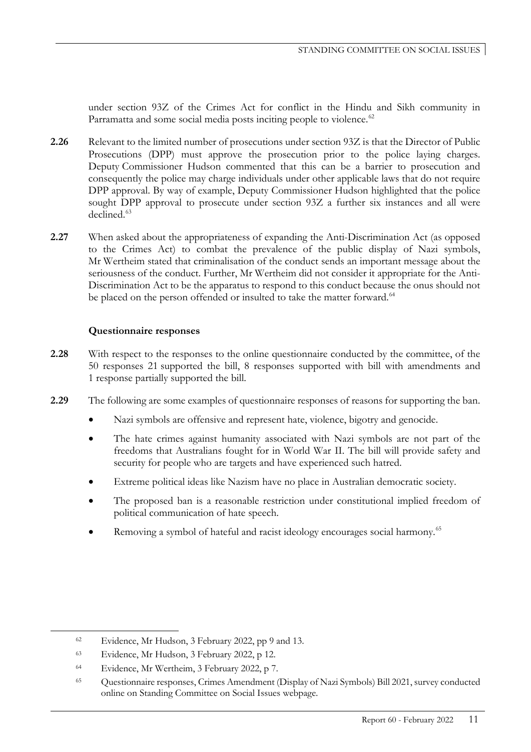under section 93Z of the Crimes Act for conflict in the Hindu and Sikh community in Parramatta and some social media posts inciting people to violence.[62]

**2.26** Relevant to the limited number of prosecutions under section 93Z is that the Director of Public Prosecutions (DPP) must approve the prosecution prior to the police laying charges. Deputy Commissioner Hudson commented that this can be a barrier to prosecution and consequently the police may charge individuals under other applicable laws that do not require DPP approval. By way of example, Deputy Commissioner Hudson highlighted that the police sought DPP approval to prosecute under section 93Z a further six instances and all were declined.[63]

**2.27** When asked about the appropriateness of expanding the Anti-Discrimination Act (as opposed to the Crimes Act) to combat the prevalence of the public display of Nazi symbols, Mr Wertheim stated that criminalisation of the conduct sends an important message about the seriousness of the conduct. Further, Mr Wertheim did not consider it appropriate for the Anti-Discrimination Act to be the apparatus to respond to this conduct because the onus should not be placed on the person offended or insulted to take the matter forward.[64]

### Questionnaire responses

**2.28** With respect to the responses to the online questionnaire conducted by the committee, of the 50 responses 21 supported the bill, 8 responses supported with bill with amendments and 1 response partially supported the bill.

**2.29** The following are some examples of questionnaire responses of reasons for supporting the ban.

- Nazi symbols are offensive and represent hate, violence, bigotry and genocide.
- The hate crimes against humanity associated with Nazi symbols are not part of the freedoms that Australians fought for in World War II. The bill will provide safety and security for people who are targets and have experienced such hatred.
- Extreme political ideas like Nazism have no place in Australian democratic society.
- The proposed ban is a reasonable restriction under constitutional implied freedom of political communication of hate speech.
- Removing a symbol of hateful and racist ideology encourages social harmony.[65]

---

[62] Evidence, Mr Hudson, 3 February 2022, pp 9 and 13.

[63] Evidence, Mr Hudson, 3 February 2022, p 12.

[64] Evidence, Mr Wertheim, 3 February 2022, p 7.

[65] Questionnaire responses, Crimes Amendment (Display of Nazi Symbols) Bill 2021, survey conducted online on Standing Committee on Social Issues webpage.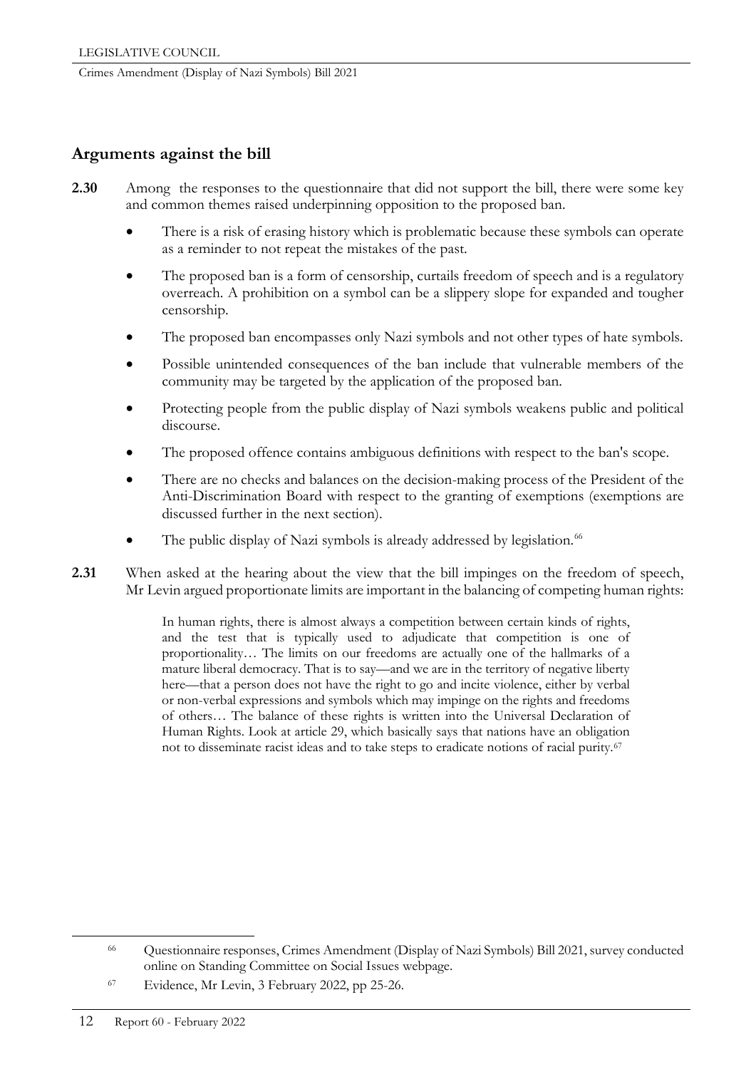## Arguments against the bill

**2.30** Among the responses to the questionnaire that did not support the bill, there were some key and common themes raised underpinning opposition to the proposed ban.

- There is a risk of erasing history which is problematic because these symbols can operate as a reminder to not repeat the mistakes of the past.
- The proposed ban is a form of censorship, curtails freedom of speech and is a regulatory overreach. A prohibition on a symbol can be a slippery slope for expanded and tougher censorship.
- The proposed ban encompasses only Nazi symbols and not other types of hate symbols.
- Possible unintended consequences of the ban include that vulnerable members of the community may be targeted by the application of the proposed ban.
- Protecting people from the public display of Nazi symbols weakens public and political discourse.
- The proposed offence contains ambiguous definitions with respect to the ban's scope.
- There are no checks and balances on the decision-making process of the President of the Anti-Discrimination Board with respect to the granting of exemptions (exemptions are discussed further in the next section).
- The public display of Nazi symbols is already addressed by legislation.[66]

**2.31** When asked at the hearing about the view that the bill impinges on the freedom of speech, Mr Levin argued proportionate limits are important in the balancing of competing human rights:

> In human rights, there is almost always a competition between certain kinds of rights, and the test that is typically used to adjudicate that competition is one of proportionality… The limits on our freedoms are actually one of the hallmarks of a mature liberal democracy. That is to say—and we are in the territory of negative liberty here—that a person does not have the right to go and incite violence, either by verbal or non-verbal expressions and symbols which may impinge on the rights and freedoms of others… The balance of these rights is written into the Universal Declaration of Human Rights. Look at article 29, which basically says that nations have an obligation not to disseminate racist ideas and to take steps to eradicate notions of racial purity.[67]

---

[66] Questionnaire responses, Crimes Amendment (Display of Nazi Symbols) Bill 2021, survey conducted online on Standing Committee on Social Issues webpage.

[67] Evidence, Mr Levin, 3 February 2022, pp 25-26.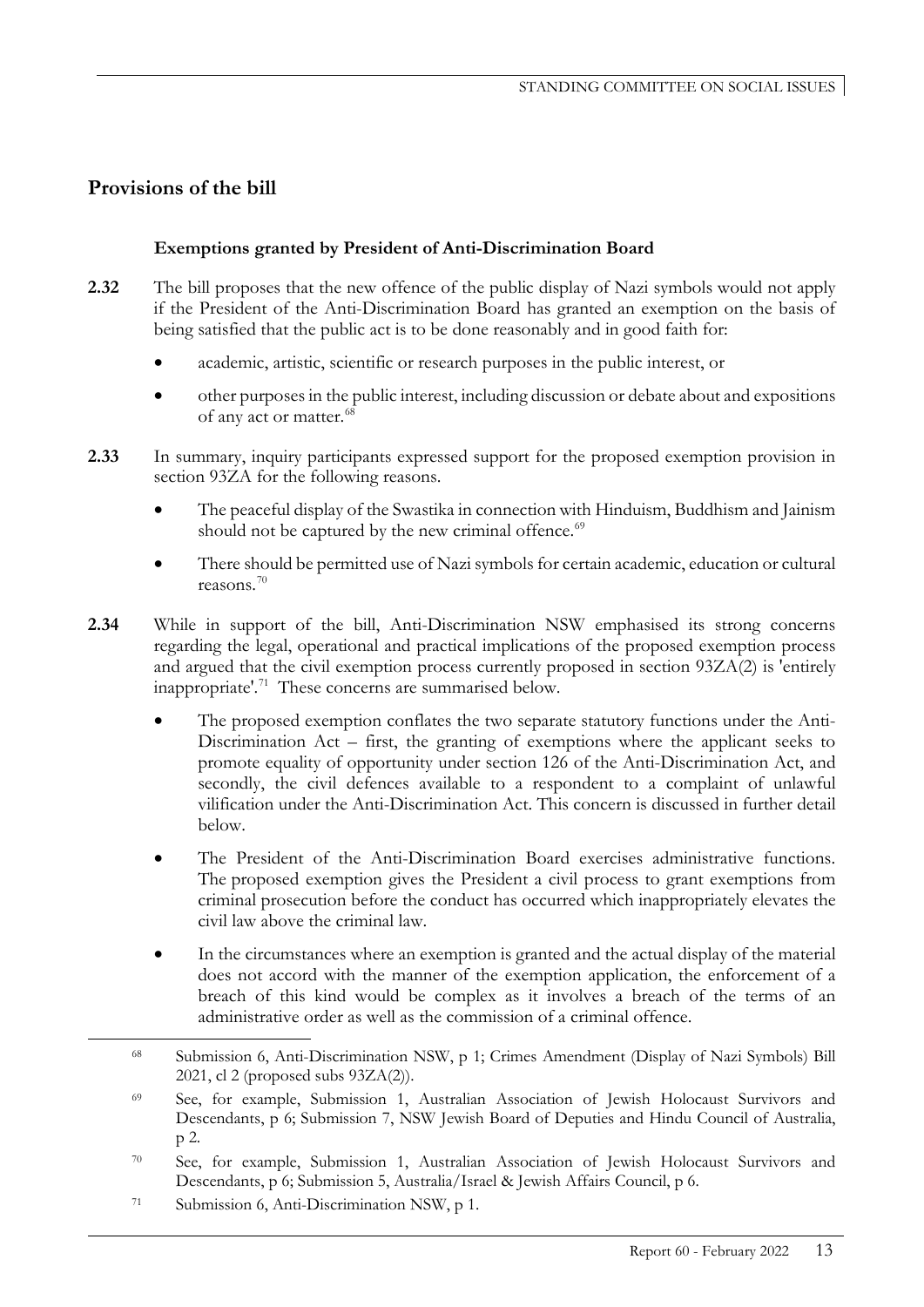## Provisions of the bill

### Exemptions granted by President of Anti-Discrimination Board

**2.32** The bill proposes that the new offence of the public display of Nazi symbols would not apply if the President of the Anti-Discrimination Board has granted an exemption on the basis of being satisfied that the public act is to be done reasonably and in good faith for:

- academic, artistic, scientific or research purposes in the public interest, or
- other purposes in the public interest, including discussion or debate about and expositions of any act or matter.[68]

**2.33** In summary, inquiry participants expressed support for the proposed exemption provision in section 93ZA for the following reasons.

- The peaceful display of the Swastika in connection with Hinduism, Buddhism and Jainism should not be captured by the new criminal offence.[69]
- There should be permitted use of Nazi symbols for certain academic, education or cultural reasons.[70]

**2.34** While in support of the bill, Anti-Discrimination NSW emphasised its strong concerns regarding the legal, operational and practical implications of the proposed exemption process and argued that the civil exemption process currently proposed in section 93ZA(2) is 'entirely inappropriate'.[71] These concerns are summarised below.

- The proposed exemption conflates the two separate statutory functions under the Anti-Discrimination Act – first, the granting of exemptions where the applicant seeks to promote equality of opportunity under section 126 of the Anti-Discrimination Act, and secondly, the civil defences available to a respondent to a complaint of unlawful vilification under the Anti-Discrimination Act. This concern is discussed in further detail below.
- The President of the Anti-Discrimination Board exercises administrative functions. The proposed exemption gives the President a civil process to grant exemptions from criminal prosecution before the conduct has occurred which inappropriately elevates the civil law above the criminal law.
- In the circumstances where an exemption is granted and the actual display of the material does not accord with the manner of the exemption application, the enforcement of a breach of this kind would be complex as it involves a breach of the terms of an administrative order as well as the commission of a criminal offence.

---

[68] Submission 6, Anti-Discrimination NSW, p 1; Crimes Amendment (Display of Nazi Symbols) Bill 2021, cl 2 (proposed subs 93ZA(2)).

[69] See, for example, Submission 1, Australian Association of Jewish Holocaust Survivors and Descendants, p 6; Submission 7, NSW Jewish Board of Deputies and Hindu Council of Australia, p 2.

[70] See, for example, Submission 1, Australian Association of Jewish Holocaust Survivors and Descendants, p 6; Submission 5, Australia/Israel & Jewish Affairs Council, p 6.

[71] Submission 6, Anti-Discrimination NSW, p 1.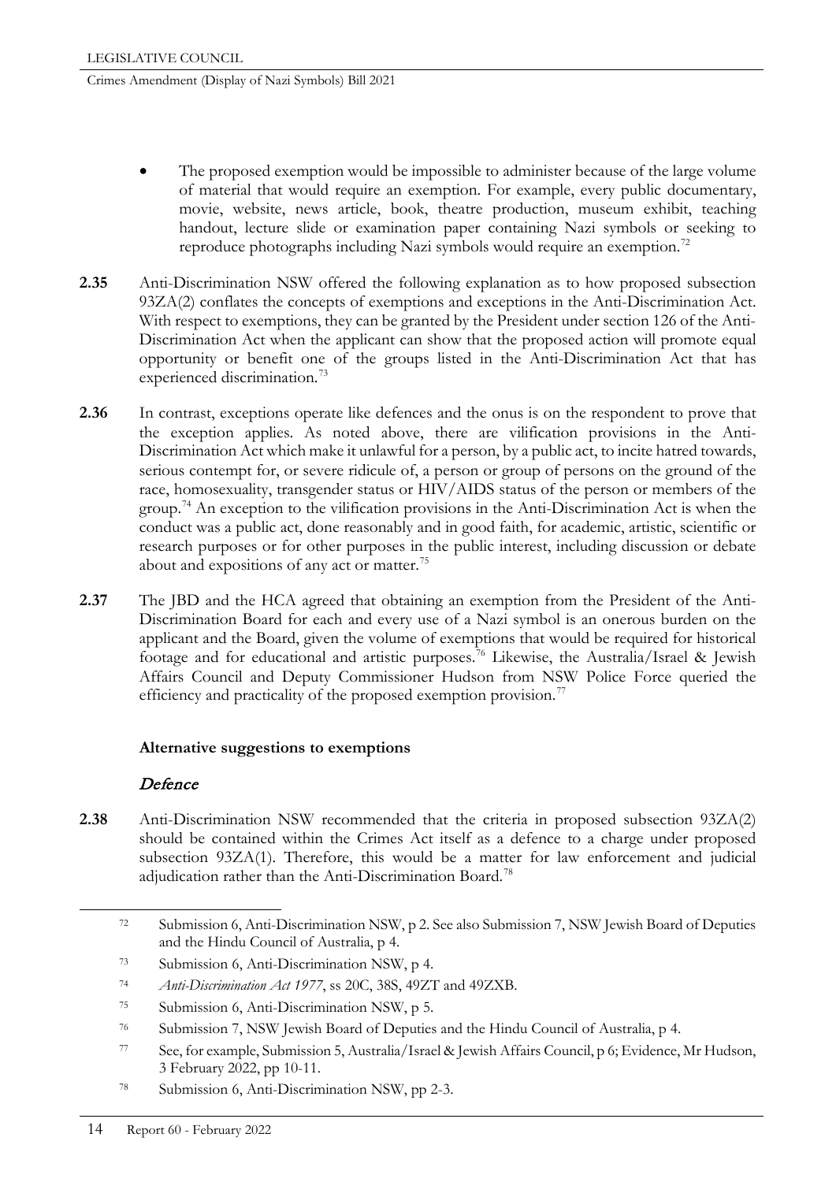- The proposed exemption would be impossible to administer because of the large volume of material that would require an exemption. For example, every public documentary, movie, website, news article, book, theatre production, museum exhibit, teaching handout, lecture slide or examination paper containing Nazi symbols or seeking to reproduce photographs including Nazi symbols would require an exemption.[72]

**2.35** Anti-Discrimination NSW offered the following explanation as to how proposed subsection 93ZA(2) conflates the concepts of exemptions and exceptions in the Anti-Discrimination Act. With respect to exemptions, they can be granted by the President under section 126 of the Anti-Discrimination Act when the applicant can show that the proposed action will promote equal opportunity or benefit one of the groups listed in the Anti-Discrimination Act that has experienced discrimination.[73]

**2.36** In contrast, exceptions operate like defences and the onus is on the respondent to prove that the exception applies. As noted above, there are vilification provisions in the Anti-Discrimination Act which make it unlawful for a person, by a public act, to incite hatred towards, serious contempt for, or severe ridicule of, a person or group of persons on the ground of the race, homosexuality, transgender status or HIV/AIDS status of the person or members of the group.[74] An exception to the vilification provisions in the Anti-Discrimination Act is when the conduct was a public act, done reasonably and in good faith, for academic, artistic, scientific or research purposes or for other purposes in the public interest, including discussion or debate about and expositions of any act or matter.[75]

**2.37** The JBD and the HCA agreed that obtaining an exemption from the President of the Anti-Discrimination Board for each and every use of a Nazi symbol is an onerous burden on the applicant and the Board, given the volume of exemptions that would be required for historical footage and for educational and artistic purposes.[76] Likewise, the Australia/Israel & Jewish Affairs Council and Deputy Commissioner Hudson from NSW Police Force queried the efficiency and practicality of the proposed exemption provision.[77]

### Alternative suggestions to exemptions

#### *Defence*

**2.38** Anti-Discrimination NSW recommended that the criteria in proposed subsection 93ZA(2) should be contained within the Crimes Act itself as a defence to a charge under proposed subsection 93ZA(1). Therefore, this would be a matter for law enforcement and judicial adjudication rather than the Anti-Discrimination Board.[78]

---

[72] Submission 6, Anti-Discrimination NSW, p 2. See also Submission 7, NSW Jewish Board of Deputies and the Hindu Council of Australia, p 4.

[73] Submission 6, Anti-Discrimination NSW, p 4.

[74] *Anti-Discrimination Act 1977*, ss 20C, 38S, 49ZT and 49ZXB.

[75] Submission 6, Anti-Discrimination NSW, p 5.

[76] Submission 7, NSW Jewish Board of Deputies and the Hindu Council of Australia, p 4.

[77] See, for example, Submission 5, Australia/Israel & Jewish Affairs Council, p 6; Evidence, Mr Hudson, 3 February 2022, pp 10-11.

[78] Submission 6, Anti-Discrimination NSW, pp 2-3.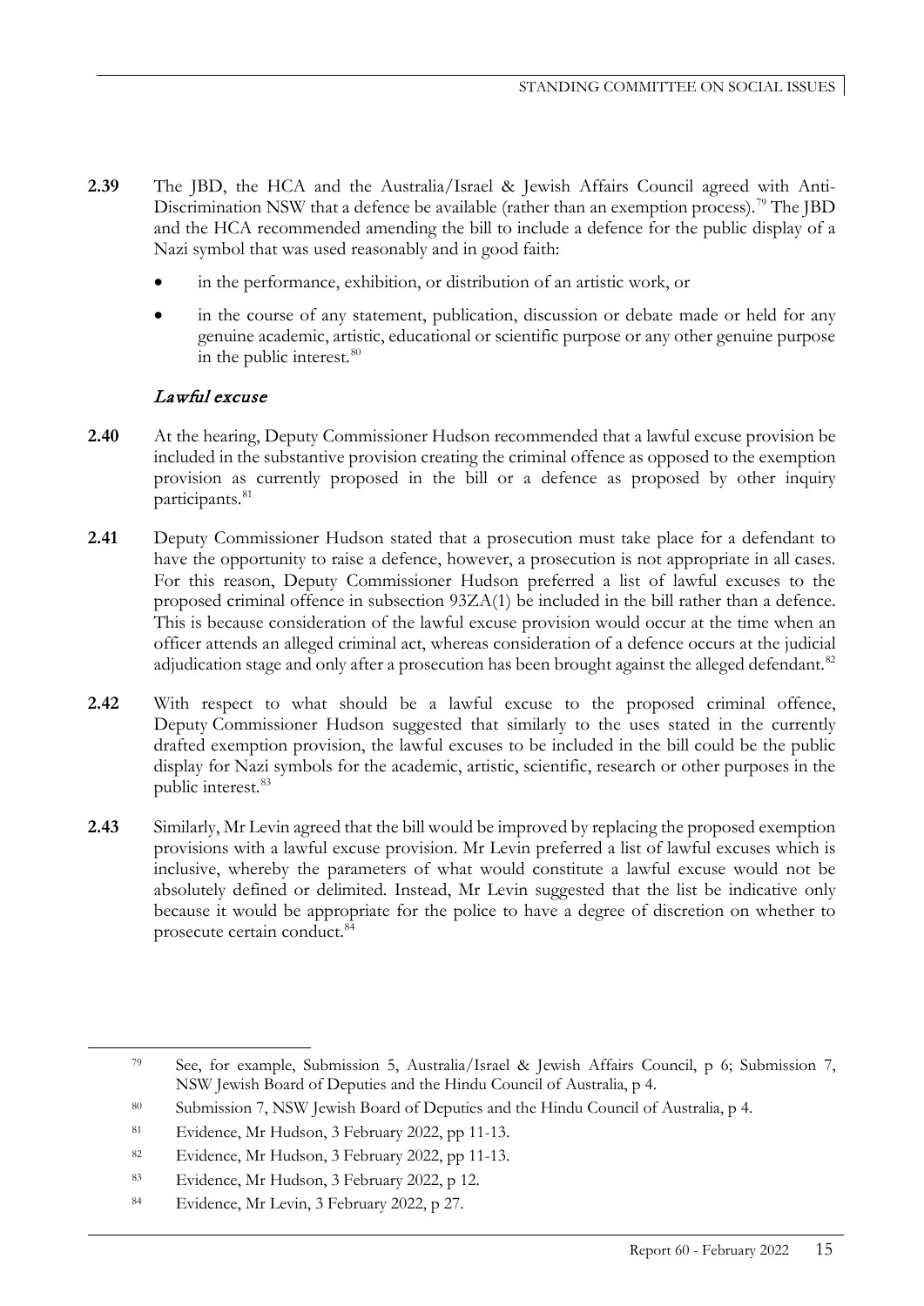**2.39** The JBD, the HCA and the Australia/Israel & Jewish Affairs Council agreed with Anti-Discrimination NSW that a defence be available (rather than an exemption process).[79] The JBD and the HCA recommended amending the bill to include a defence for the public display of a Nazi symbol that was used reasonably and in good faith:

- in the performance, exhibition, or distribution of an artistic work, or
- in the course of any statement, publication, discussion or debate made or held for any genuine academic, artistic, educational or scientific purpose or any other genuine purpose in the public interest.[80]

### *Lawful excuse*

**2.40** At the hearing, Deputy Commissioner Hudson recommended that a lawful excuse provision be included in the substantive provision creating the criminal offence as opposed to the exemption provision as currently proposed in the bill or a defence as proposed by other inquiry participants.[81]

**2.41** Deputy Commissioner Hudson stated that a prosecution must take place for a defendant to have the opportunity to raise a defence, however, a prosecution is not appropriate in all cases. For this reason, Deputy Commissioner Hudson preferred a list of lawful excuses to the proposed criminal offence in subsection 93ZA(1) be included in the bill rather than a defence. This is because consideration of the lawful excuse provision would occur at the time when an officer attends an alleged criminal act, whereas consideration of a defence occurs at the judicial adjudication stage and only after a prosecution has been brought against the alleged defendant.[82]

**2.42** With respect to what should be a lawful excuse to the proposed criminal offence, Deputy Commissioner Hudson suggested that similarly to the uses stated in the currently drafted exemption provision, the lawful excuses to be included in the bill could be the public display for Nazi symbols for the academic, artistic, scientific, research or other purposes in the public interest.[83]

**2.43** Similarly, Mr Levin agreed that the bill would be improved by replacing the proposed exemption provisions with a lawful excuse provision. Mr Levin preferred a list of lawful excuses which is inclusive, whereby the parameters of what would constitute a lawful excuse would not be absolutely defined or delimited. Instead, Mr Levin suggested that the list be indicative only because it would be appropriate for the police to have a degree of discretion on whether to prosecute certain conduct.[84]

---

[79] See, for example, Submission 5, Australia/Israel & Jewish Affairs Council, p 6; Submission 7, NSW Jewish Board of Deputies and the Hindu Council of Australia, p 4.

[80] Submission 7, NSW Jewish Board of Deputies and the Hindu Council of Australia, p 4.

[81] Evidence, Mr Hudson, 3 February 2022, pp 11-13.

[82] Evidence, Mr Hudson, 3 February 2022, pp 11-13.

[83] Evidence, Mr Hudson, 3 February 2022, p 12.

[84] Evidence, Mr Levin, 3 February 2022, p 27.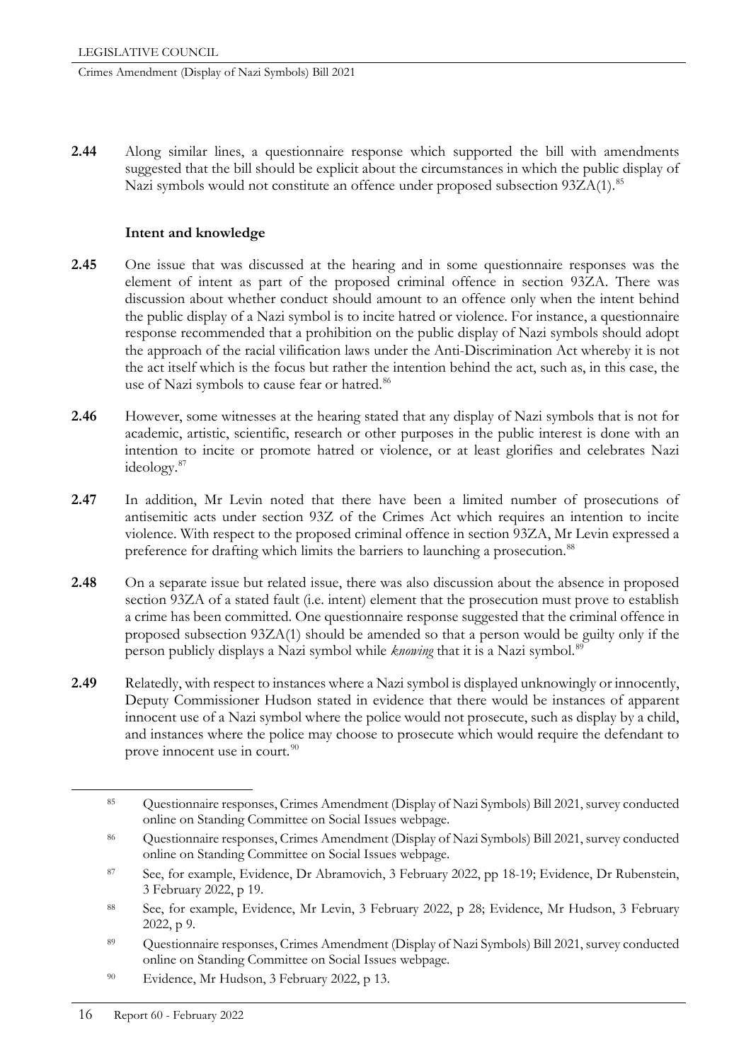**2.44** Along similar lines, a questionnaire response which supported the bill with amendments suggested that the bill should be explicit about the circumstances in which the public display of Nazi symbols would not constitute an offence under proposed subsection 93ZA(1).[85]

### Intent and knowledge

**2.45** One issue that was discussed at the hearing and in some questionnaire responses was the element of intent as part of the proposed criminal offence in section 93ZA. There was discussion about whether conduct should amount to an offence only when the intent behind the public display of a Nazi symbol is to incite hatred or violence. For instance, a questionnaire response recommended that a prohibition on the public display of Nazi symbols should adopt the approach of the racial vilification laws under the Anti-Discrimination Act whereby it is not the act itself which is the focus but rather the intention behind the act, such as, in this case, the use of Nazi symbols to cause fear or hatred.[86]

**2.46** However, some witnesses at the hearing stated that any display of Nazi symbols that is not for academic, artistic, scientific, research or other purposes in the public interest is done with an intention to incite or promote hatred or violence, or at least glorifies and celebrates Nazi ideology.[87]

**2.47** In addition, Mr Levin noted that there have been a limited number of prosecutions of antisemitic acts under section 93Z of the Crimes Act which requires an intention to incite violence. With respect to the proposed criminal offence in section 93ZA, Mr Levin expressed a preference for drafting which limits the barriers to launching a prosecution.[88]

**2.48** On a separate issue but related issue, there was also discussion about the absence in proposed section 93ZA of a stated fault (i.e. intent) element that the prosecution must prove to establish a crime has been committed. One questionnaire response suggested that the criminal offence in proposed subsection 93ZA(1) should be amended so that a person would be guilty only if the person publicly displays a Nazi symbol while *knowing* that it is a Nazi symbol.[89]

**2.49** Relatedly, with respect to instances where a Nazi symbol is displayed unknowingly or innocently, Deputy Commissioner Hudson stated in evidence that there would be instances of apparent innocent use of a Nazi symbol where the police would not prosecute, such as display by a child, and instances where the police may choose to prosecute which would require the defendant to prove innocent use in court.[90]

---

[85] Questionnaire responses, Crimes Amendment (Display of Nazi Symbols) Bill 2021, survey conducted online on Standing Committee on Social Issues webpage.

[86] Questionnaire responses, Crimes Amendment (Display of Nazi Symbols) Bill 2021, survey conducted online on Standing Committee on Social Issues webpage.

[87] See, for example, Evidence, Dr Abramovich, 3 February 2022, pp 18-19; Evidence, Dr Rubenstein, 3 February 2022, p 19.

[88] See, for example, Evidence, Mr Levin, 3 February 2022, p 28; Evidence, Mr Hudson, 3 February 2022, p 9.

[89] Questionnaire responses, Crimes Amendment (Display of Nazi Symbols) Bill 2021, survey conducted online on Standing Committee on Social Issues webpage.

[90] Evidence, Mr Hudson, 3 February 2022, p 13.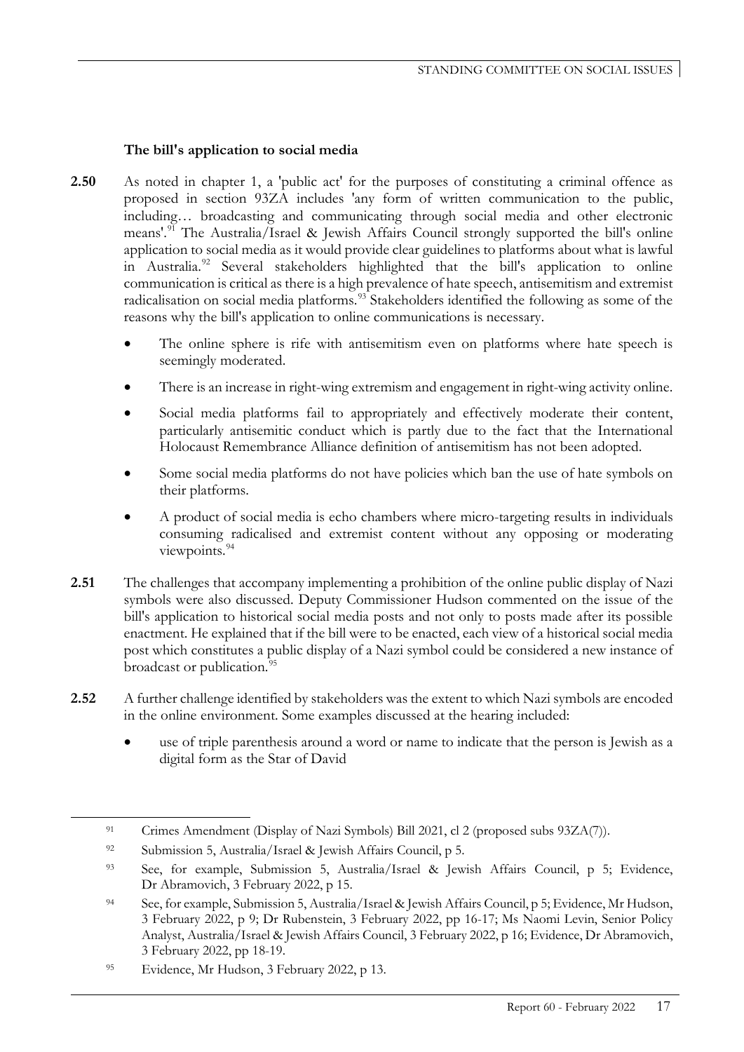### The bill's application to social media

**2.50** As noted in chapter 1, a 'public act' for the purposes of constituting a criminal offence as proposed in section 93ZA includes 'any form of written communication to the public, including… broadcasting and communicating through social media and other electronic means'.[91] The Australia/Israel & Jewish Affairs Council strongly supported the bill's online application to social media as it would provide clear guidelines to platforms about what is lawful in Australia.[92] Several stakeholders highlighted that the bill's application to online communication is critical as there is a high prevalence of hate speech, antisemitism and extremist radicalisation on social media platforms.[93] Stakeholders identified the following as some of the reasons why the bill's application to online communications is necessary.

- The online sphere is rife with antisemitism even on platforms where hate speech is seemingly moderated.
- There is an increase in right-wing extremism and engagement in right-wing activity online.
- Social media platforms fail to appropriately and effectively moderate their content, particularly antisemitic conduct which is partly due to the fact that the International Holocaust Remembrance Alliance definition of antisemitism has not been adopted.
- Some social media platforms do not have policies which ban the use of hate symbols on their platforms.
- A product of social media is echo chambers where micro-targeting results in individuals consuming radicalised and extremist content without any opposing or moderating viewpoints.[94]

**2.51** The challenges that accompany implementing a prohibition of the online public display of Nazi symbols were also discussed. Deputy Commissioner Hudson commented on the issue of the bill's application to historical social media posts and not only to posts made after its possible enactment. He explained that if the bill were to be enacted, each view of a historical social media post which constitutes a public display of a Nazi symbol could be considered a new instance of broadcast or publication.[95]

**2.52** A further challenge identified by stakeholders was the extent to which Nazi symbols are encoded in the online environment. Some examples discussed at the hearing included:

- use of triple parenthesis around a word or name to indicate that the person is Jewish as a digital form as the Star of David

---

[91] Crimes Amendment (Display of Nazi Symbols) Bill 2021, cl 2 (proposed subs 93ZA(7)).

[92] Submission 5, Australia/Israel & Jewish Affairs Council, p 5.

[93] See, for example, Submission 5, Australia/Israel & Jewish Affairs Council, p 5; Evidence, Dr Abramovich, 3 February 2022, p 15.

[94] See, for example, Submission 5, Australia/Israel & Jewish Affairs Council, p 5; Evidence, Mr Hudson, 3 February 2022, p 9; Dr Rubenstein, 3 February 2022, pp 16-17; Ms Naomi Levin, Senior Policy Analyst, Australia/Israel & Jewish Affairs Council, 3 February 2022, p 16; Evidence, Dr Abramovich, 3 February 2022, pp 18-19.

[95] Evidence, Mr Hudson, 3 February 2022, p 13.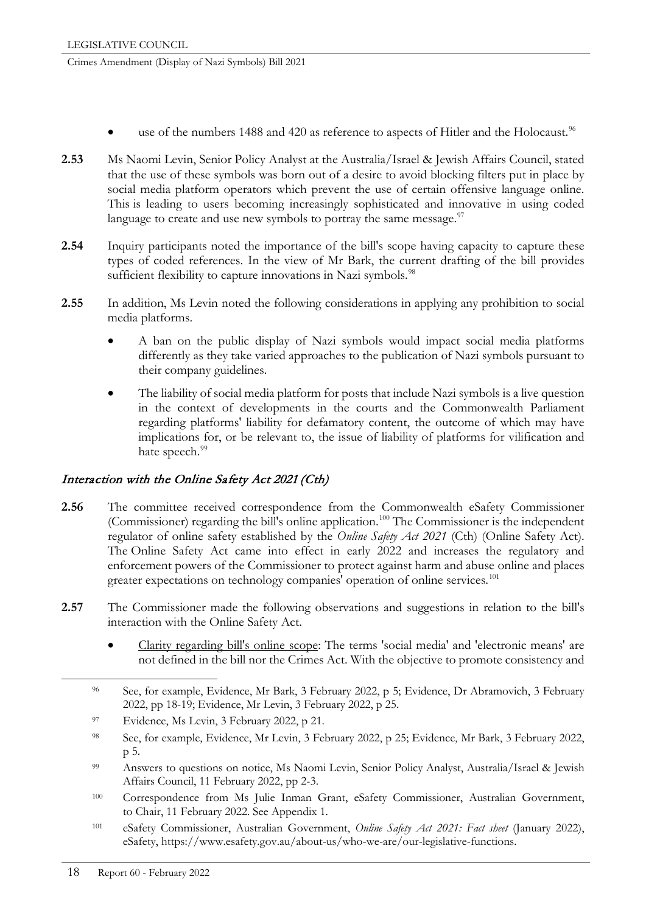- use of the numbers 1488 and 420 as reference to aspects of Hitler and the Holocaust.[96]

**2.53** Ms Naomi Levin, Senior Policy Analyst at the Australia/Israel & Jewish Affairs Council, stated that the use of these symbols was born out of a desire to avoid blocking filters put in place by social media platform operators which prevent the use of certain offensive language online. This is leading to users becoming increasingly sophisticated and innovative in using coded language to create and use new symbols to portray the same message.[97]

**2.54** Inquiry participants noted the importance of the bill's scope having capacity to capture these types of coded references. In the view of Mr Bark, the current drafting of the bill provides sufficient flexibility to capture innovations in Nazi symbols.[98]

**2.55** In addition, Ms Levin noted the following considerations in applying any prohibition to social media platforms.

- A ban on the public display of Nazi symbols would impact social media platforms differently as they take varied approaches to the publication of Nazi symbols pursuant to their company guidelines.
- The liability of social media platform for posts that include Nazi symbols is a live question in the context of developments in the courts and the Commonwealth Parliament regarding platforms' liability for defamatory content, the outcome of which may have implications for, or be relevant to, the issue of liability of platforms for vilification and hate speech.[99]

### *Interaction with the Online Safety Act 2021 (Cth)*

**2.56** The committee received correspondence from the Commonwealth eSafety Commissioner (Commissioner) regarding the bill's online application.[100] The Commissioner is the independent regulator of online safety established by the *Online Safety Act 2021* (Cth) (Online Safety Act). The Online Safety Act came into effect in early 2022 and increases the regulatory and enforcement powers of the Commissioner to protect against harm and abuse online and places greater expectations on technology companies' operation of online services.[101]

**2.57** The Commissioner made the following observations and suggestions in relation to the bill's interaction with the Online Safety Act.

- Clarity regarding bill's online scope: The terms 'social media' and 'electronic means' are not defined in the bill nor the Crimes Act. With the objective to promote consistency and

---

[96] See, for example, Evidence, Mr Bark, 3 February 2022, p 5; Evidence, Dr Abramovich, 3 February 2022, pp 18-19; Evidence, Mr Levin, 3 February 2022, p 25.

[97] Evidence, Ms Levin, 3 February 2022, p 21.

[98] See, for example, Evidence, Mr Levin, 3 February 2022, p 25; Evidence, Mr Bark, 3 February 2022, p 5.

[99] Answers to questions on notice, Ms Naomi Levin, Senior Policy Analyst, Australia/Israel & Jewish Affairs Council, 11 February 2022, pp 2-3.

[100] Correspondence from Ms Julie Inman Grant, eSafety Commissioner, Australian Government, to Chair, 11 February 2022. See Appendix 1.

[101] eSafety Commissioner, Australian Government, *Online Safety Act 2021: Fact sheet* (January 2022), eSafety, https://www.esafety.gov.au/about-us/who-we-are/our-legislative-functions.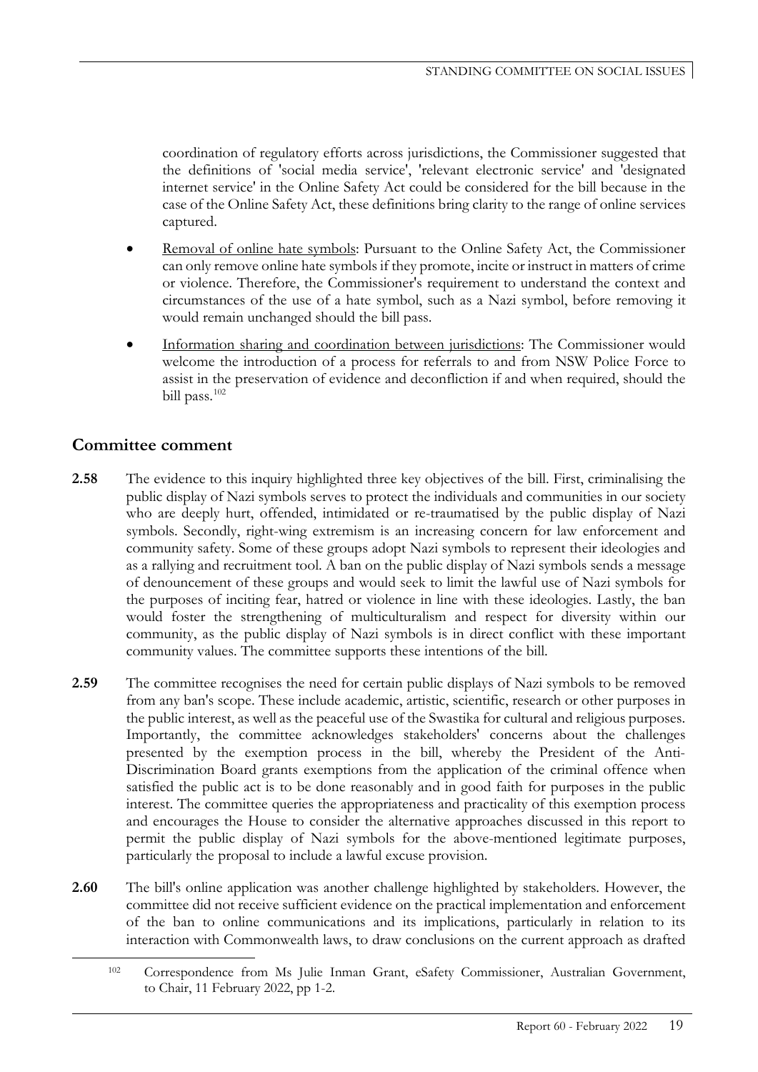coordination of regulatory efforts across jurisdictions, the Commissioner suggested that the definitions of 'social media service', 'relevant electronic service' and 'designated internet service' in the Online Safety Act could be considered for the bill because in the case of the Online Safety Act, these definitions bring clarity to the range of online services captured.

- Removal of online hate symbols: Pursuant to the Online Safety Act, the Commissioner can only remove online hate symbols if they promote, incite or instruct in matters of crime or violence. Therefore, the Commissioner's requirement to understand the context and circumstances of the use of a hate symbol, such as a Nazi symbol, before removing it would remain unchanged should the bill pass.
- Information sharing and coordination between jurisdictions: The Commissioner would welcome the introduction of a process for referrals to and from NSW Police Force to assist in the preservation of evidence and deconfliction if and when required, should the bill pass.[102]

## Committee comment

**2.58** The evidence to this inquiry highlighted three key objectives of the bill. First, criminalising the public display of Nazi symbols serves to protect the individuals and communities in our society who are deeply hurt, offended, intimidated or re-traumatised by the public display of Nazi symbols. Secondly, right-wing extremism is an increasing concern for law enforcement and community safety. Some of these groups adopt Nazi symbols to represent their ideologies and as a rallying and recruitment tool. A ban on the public display of Nazi symbols sends a message of denouncement of these groups and would seek to limit the lawful use of Nazi symbols for the purposes of inciting fear, hatred or violence in line with these ideologies. Lastly, the ban would foster the strengthening of multiculturalism and respect for diversity within our community, as the public display of Nazi symbols is in direct conflict with these important community values. The committee supports these intentions of the bill.

**2.59** The committee recognises the need for certain public displays of Nazi symbols to be removed from any ban's scope. These include academic, artistic, scientific, research or other purposes in the public interest, as well as the peaceful use of the Swastika for cultural and religious purposes. Importantly, the committee acknowledges stakeholders' concerns about the challenges presented by the exemption process in the bill, whereby the President of the Anti-Discrimination Board grants exemptions from the application of the criminal offence when satisfied the public act is to be done reasonably and in good faith for purposes in the public interest. The committee queries the appropriateness and practicality of this exemption process and encourages the House to consider the alternative approaches discussed in this report to permit the public display of Nazi symbols for the above-mentioned legitimate purposes, particularly the proposal to include a lawful excuse provision.

**2.60** The bill's online application was another challenge highlighted by stakeholders. However, the committee did not receive sufficient evidence on the practical implementation and enforcement of the ban to online communications and its implications, particularly in relation to its interaction with Commonwealth laws, to draw conclusions on the current approach as drafted

[102] Correspondence from Ms Julie Inman Grant, eSafety Commissioner, Australian Government, to Chair, 11 February 2022, pp 1-2.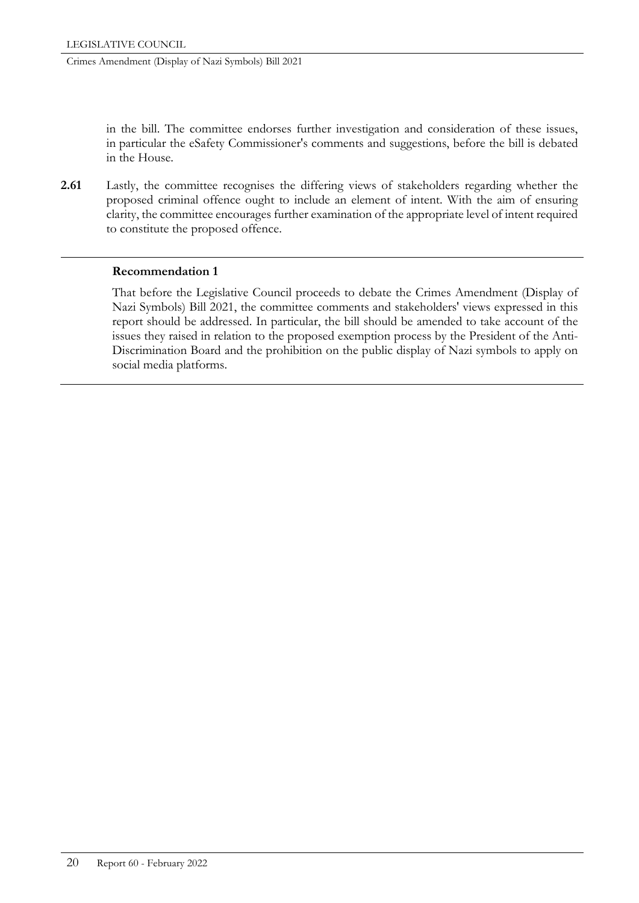in the bill. The committee endorses further investigation and consideration of these issues, in particular the eSafety Commissioner's comments and suggestions, before the bill is debated in the House.

**2.61** Lastly, the committee recognises the differing views of stakeholders regarding whether the proposed criminal offence ought to include an element of intent. With the aim of ensuring clarity, the committee encourages further examination of the appropriate level of intent required to constitute the proposed offence.

---

**Recommendation 1**

That before the Legislative Council proceeds to debate the Crimes Amendment (Display of Nazi Symbols) Bill 2021, the committee comments and stakeholders' views expressed in this report should be addressed. In particular, the bill should be amended to take account of the issues they raised in relation to the proposed exemption process by the President of the Anti-Discrimination Board and the prohibition on the public display of Nazi symbols to apply on social media platforms.

---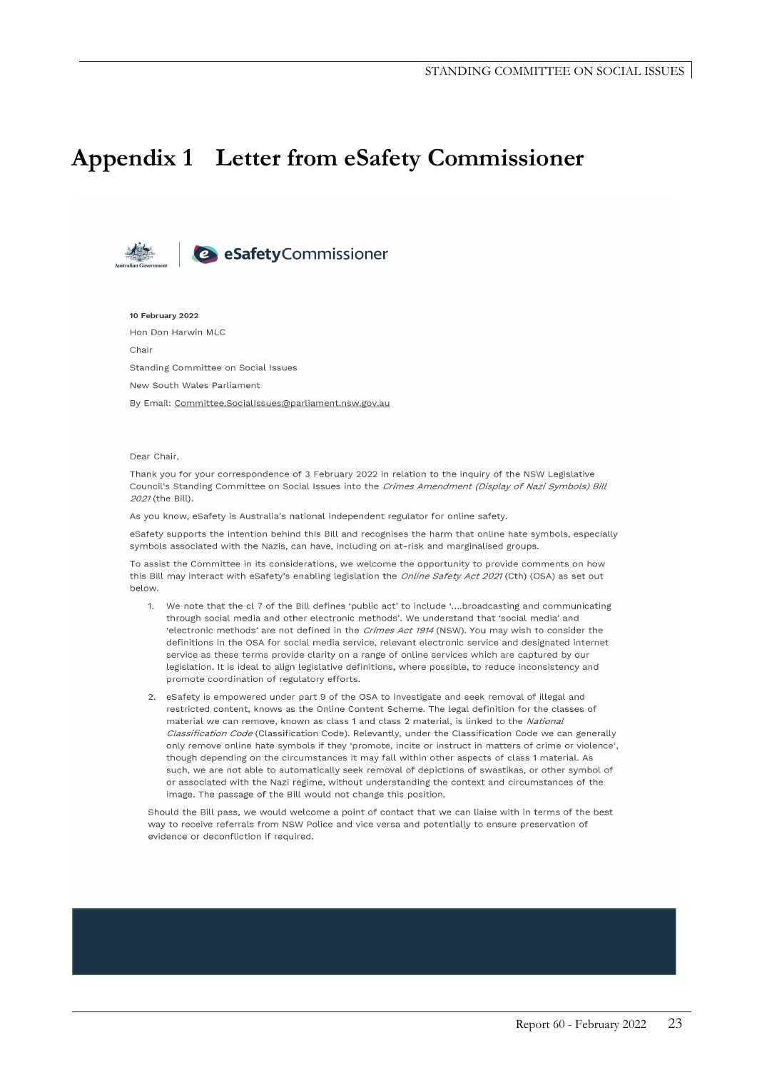# Appendix 1 Letter from eSafety Commissioner

**eSafetyCommissioner**

**10 February 2022**

Hon Don Harwin MLC

Chair

Standing Committee on Social Issues

New South Wales Parliament

By Email: Committee.SocialIssues@parliament.nsw.gov.au

Dear Chair,

Thank you for your correspondence of 3 February 2022 in relation to the inquiry of the NSW Legislative Council's Standing Committee on Social Issues into the *Crimes Amendment (Display of Nazi Symbols) Bill 2021* (the Bill).

As you know, eSafety is Australia's national independent regulator for online safety.

eSafety supports the intention behind this Bill and recognises the harm that online hate symbols, especially symbols associated with the Nazis, can have, including on at-risk and marginalised groups.

To assist the Committee in its considerations, we welcome the opportunity to provide comments on how this Bill may interact with eSafety's enabling legislation the *Online Safety Act 2021* (Cth) (OSA) as set out below.

1. We note that the cl 7 of the Bill defines 'public act' to include '....broadcasting and communicating through social media and other electronic methods'. We understand that 'social media' and 'electronic methods' are not defined in the *Crimes Act 1914* (NSW). You may wish to consider the definitions in the OSA for social media service, relevant electronic service and designated internet service as these terms provide clarity on a range of online services which are captured by our legislation. It is ideal to align legislative definitions, where possible, to reduce inconsistency and promote coordination of regulatory efforts.
2. eSafety is empowered under part 9 of the OSA to investigate and seek removal of illegal and restricted content, knows as the Online Content Scheme. The legal definition for the classes of material we can remove, known as class 1 and class 2 material, is linked to the *National Classification Code* (Classification Code). Relevantly, under the Classification Code we can generally only remove online hate symbols if they 'promote, incite or instruct in matters of crime or violence', though depending on the circumstances it may fall within other aspects of class 1 material. As such, we are not able to automatically seek removal of depictions of swastikas, or other symbol of or associated with the Nazi regime, without understanding the context and circumstances of the image. The passage of the Bill would not change this position.

Should the Bill pass, we would welcome a point of contact that we can liaise with in terms of the best way to receive referrals from NSW Police and vice versa and potentially to ensure preservation of evidence or deconfliction if required.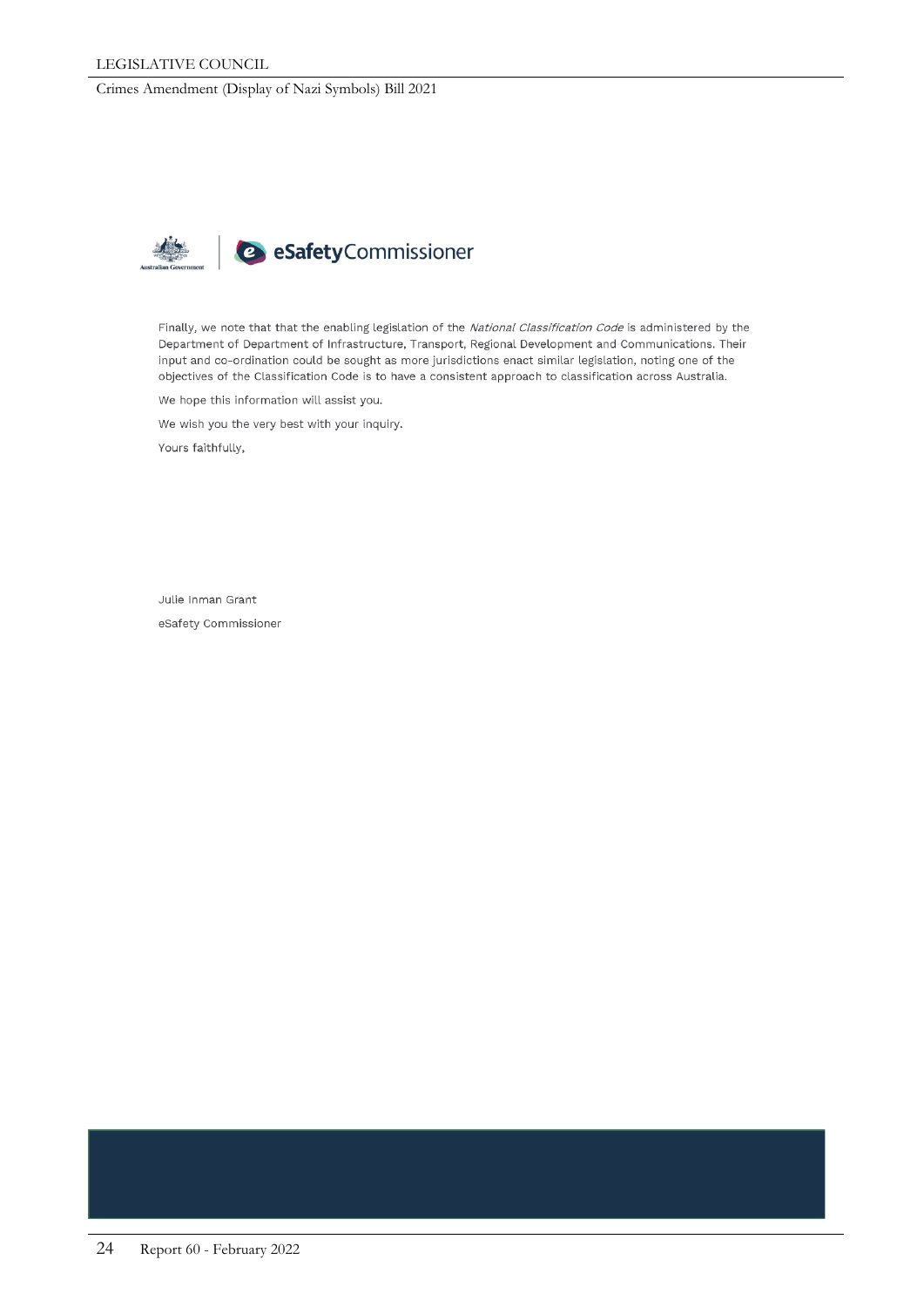Finally, we note that that the enabling legislation of the *National Classification Code* is administered by the Department of Department of Infrastructure, Transport, Regional Development and Communications. Their input and co-ordination could be sought as more jurisdictions enact similar legislation, noting one of the objectives of the Classification Code is to have a consistent approach to classification across Australia.

We hope this information will assist you.

We wish you the very best with your inquiry.

Yours faithfully,

Julie Inman Grant

eSafety Commissioner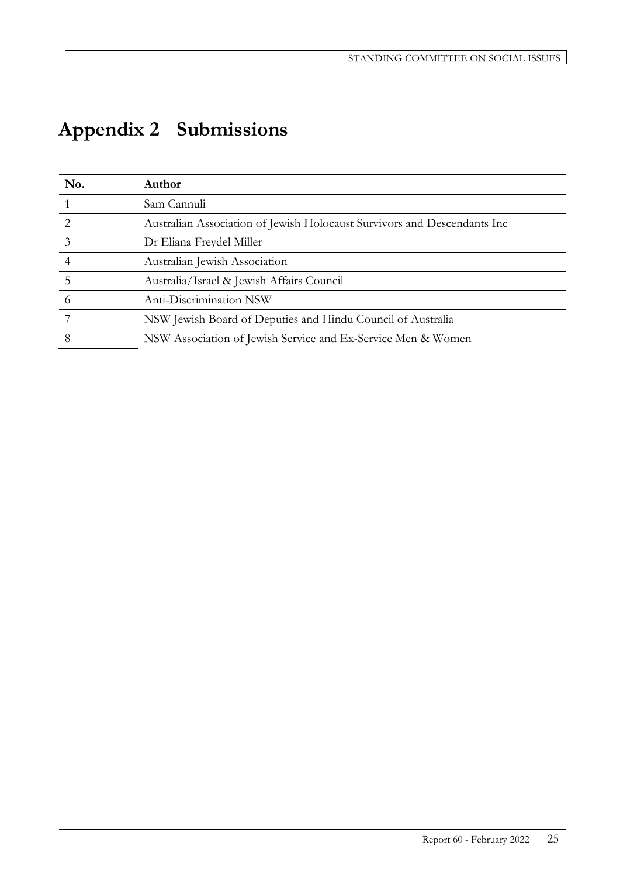# Appendix 2 Submissions

| No. | Author |
|---|---|
| 1 | Sam Cannuli |
| 2 | Australian Association of Jewish Holocaust Survivors and Descendants Inc |
| 3 | Dr Eliana Freydel Miller |
| 4 | Australian Jewish Association |
| 5 | Australia/Israel & Jewish Affairs Council |
| 6 | Anti-Discrimination NSW |
| 7 | NSW Jewish Board of Deputies and Hindu Council of Australia |
| 8 | NSW Association of Jewish Service and Ex-Service Men & Women |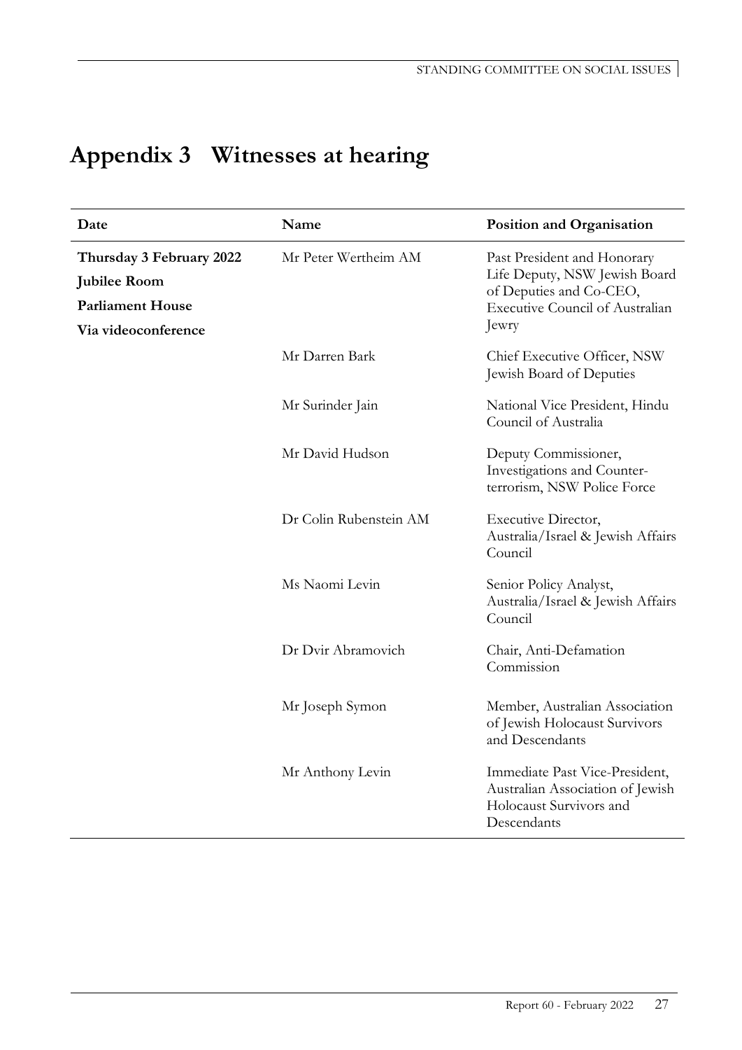# Appendix 3 Witnesses at hearing

| Date | Name | Position and Organisation |
|---|---|---|
| **Thursday 3 February 2022**<br>**Jubilee Room**<br>**Parliament House**<br>**Via videoconference** | Mr Peter Wertheim AM | Past President and Honorary Life Deputy, NSW Jewish Board of Deputies and Co-CEO, Executive Council of Australian Jewry |
| | Mr Darren Bark | Chief Executive Officer, NSW Jewish Board of Deputies |
| | Mr Surinder Jain | National Vice President, Hindu Council of Australia |
| | Mr David Hudson | Deputy Commissioner, Investigations and Counter-terrorism, NSW Police Force |
| | Dr Colin Rubenstein AM | Executive Director, Australia/Israel & Jewish Affairs Council |
| | Ms Naomi Levin | Senior Policy Analyst, Australia/Israel & Jewish Affairs Council |
| | Dr Dvir Abramovich | Chair, Anti-Defamation Commission |
| | Mr Joseph Symon | Member, Australian Association of Jewish Holocaust Survivors and Descendants |
| | Mr Anthony Levin | Immediate Past Vice-President, Australian Association of Jewish Holocaust Survivors and Descendants |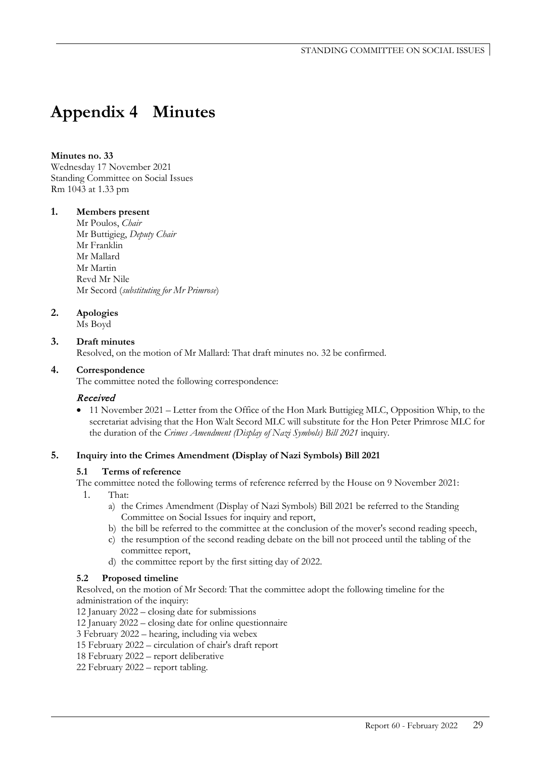# Appendix 4 Minutes

**Minutes no. 33**
Wednesday 17 November 2021
Standing Committee on Social Issues
Rm 1043 at 1.33 pm

**1. Members present**
Mr Poulos, *Chair*
Mr Buttigieg, *Deputy Chair*
Mr Franklin
Mr Mallard
Mr Martin
Revd Mr Nile
Mr Secord (*substituting for Mr Primrose*)

**2. Apologies**
Ms Boyd

**3. Draft minutes**
Resolved, on the motion of Mr Mallard: That draft minutes no. 32 be confirmed.

**4. Correspondence**
The committee noted the following correspondence:

***Received***

- 11 November 2021 – Letter from the Office of the Hon Mark Buttigieg MLC, Opposition Whip, to the secretariat advising that the Hon Walt Secord MLC will substitute for the Hon Peter Primrose MLC for the duration of the *Crimes Amendment (Display of Nazi Symbols) Bill 2021* inquiry.

**5. Inquiry into the Crimes Amendment (Display of Nazi Symbols) Bill 2021**

**5.1 Terms of reference**
The committee noted the following terms of reference referred by the House on 9 November 2021:

1. That:
   a) the Crimes Amendment (Display of Nazi Symbols) Bill 2021 be referred to the Standing Committee on Social Issues for inquiry and report,
   b) the bill be referred to the committee at the conclusion of the mover's second reading speech,
   c) the resumption of the second reading debate on the bill not proceed until the tabling of the committee report,
   d) the committee report by the first sitting day of 2022.

**5.2 Proposed timeline**
Resolved, on the motion of Mr Secord: That the committee adopt the following timeline for the administration of the inquiry:
12 January 2022 – closing date for submissions
12 January 2022 – closing date for online questionnaire
3 February 2022 – hearing, including via webex
15 February 2022 – circulation of chair's draft report
18 February 2022 – report deliberative
22 February 2022 – report tabling.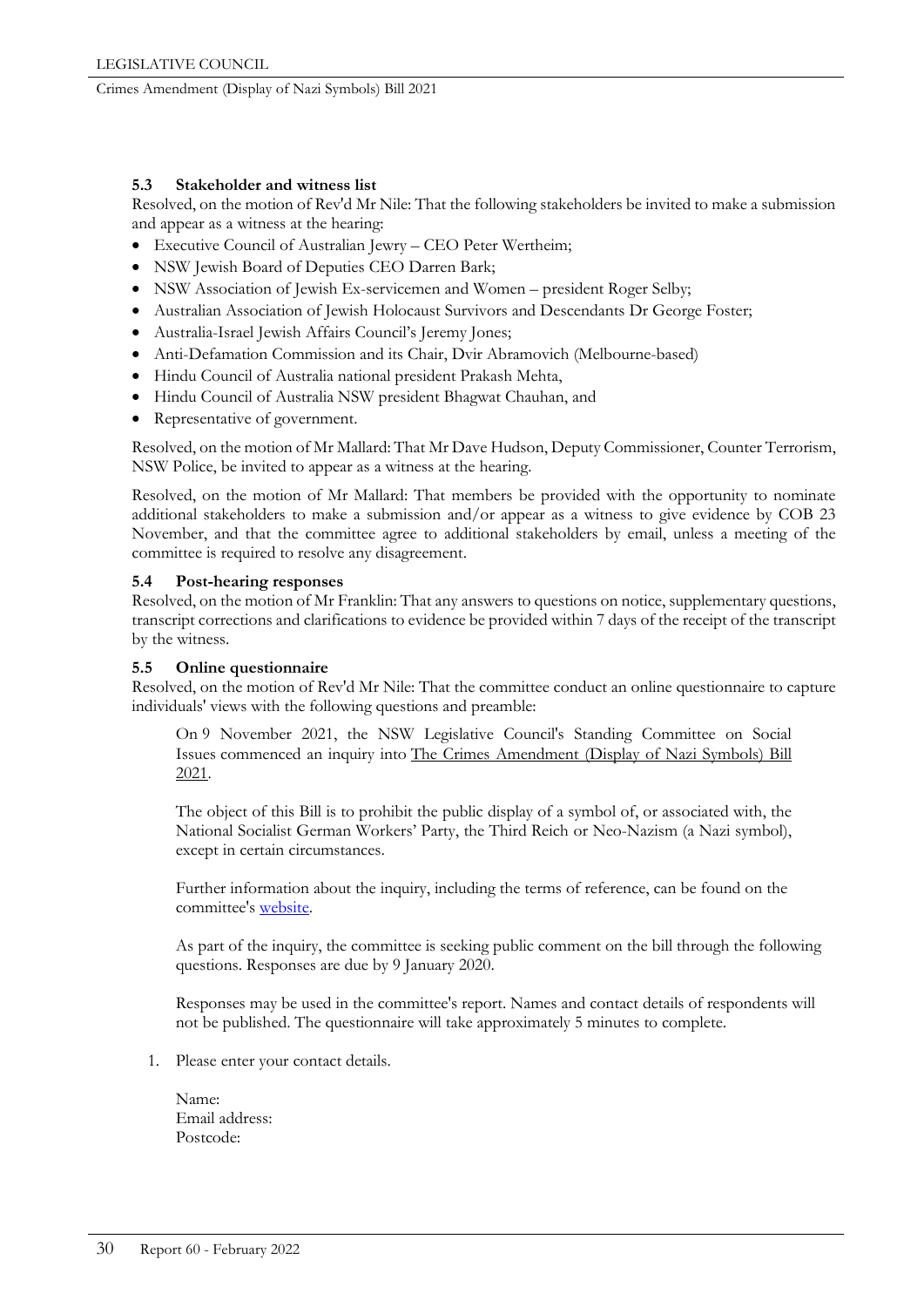### 5.3 Stakeholder and witness list

Resolved, on the motion of Rev'd Mr Nile: That the following stakeholders be invited to make a submission and appear as a witness at the hearing:

- Executive Council of Australian Jewry – CEO Peter Wertheim;
- NSW Jewish Board of Deputies CEO Darren Bark;
- NSW Association of Jewish Ex-servicemen and Women – president Roger Selby;
- Australian Association of Jewish Holocaust Survivors and Descendants Dr George Foster;
- Australia-Israel Jewish Affairs Council's Jeremy Jones;
- Anti-Defamation Commission and its Chair, Dvir Abramovich (Melbourne-based)
- Hindu Council of Australia national president Prakash Mehta,
- Hindu Council of Australia NSW president Bhagwat Chauhan, and
- Representative of government.

Resolved, on the motion of Mr Mallard: That Mr Dave Hudson, Deputy Commissioner, Counter Terrorism, NSW Police, be invited to appear as a witness at the hearing.

Resolved, on the motion of Mr Mallard: That members be provided with the opportunity to nominate additional stakeholders to make a submission and/or appear as a witness to give evidence by COB 23 November, and that the committee agree to additional stakeholders by email, unless a meeting of the committee is required to resolve any disagreement.

### 5.4 Post-hearing responses

Resolved, on the motion of Mr Franklin: That any answers to questions on notice, supplementary questions, transcript corrections and clarifications to evidence be provided within 7 days of the receipt of the transcript by the witness.

### 5.5 Online questionnaire

Resolved, on the motion of Rev'd Mr Nile: That the committee conduct an online questionnaire to capture individuals' views with the following questions and preamble:

> On 9 November 2021, the NSW Legislative Council's Standing Committee on Social Issues commenced an inquiry into The Crimes Amendment (Display of Nazi Symbols) Bill 2021.
>
> The object of this Bill is to prohibit the public display of a symbol of, or associated with, the National Socialist German Workers' Party, the Third Reich or Neo-Nazism (a Nazi symbol), except in certain circumstances.
>
> Further information about the inquiry, including the terms of reference, can be found on the committee's website.
>
> As part of the inquiry, the committee is seeking public comment on the bill through the following questions. Responses are due by 9 January 2020.
>
> Responses may be used in the committee's report. Names and contact details of respondents will not be published. The questionnaire will take approximately 5 minutes to complete.

1. Please enter your contact details.

   Name:
   Email address:
   Postcode: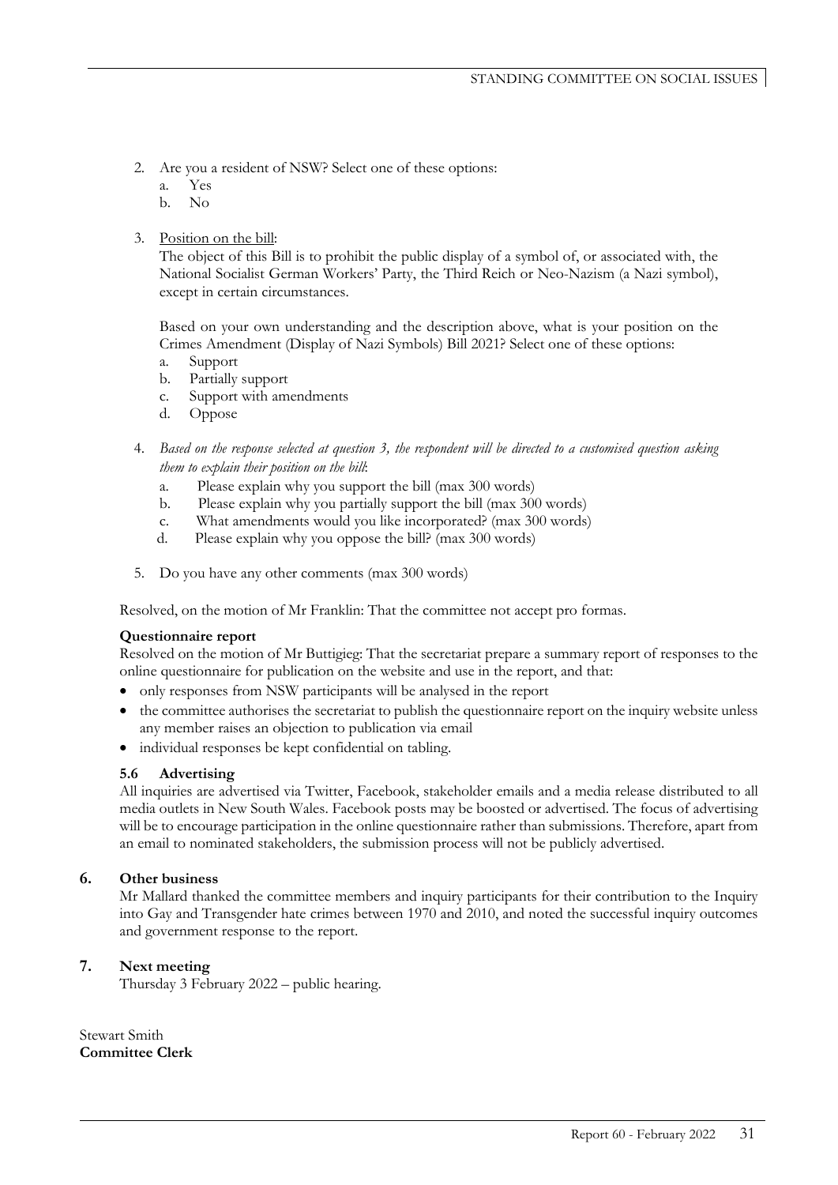2. Are you a resident of NSW? Select one of these options:
   a. Yes
   b. No

3. <u>Position on the bill</u>:

   The object of this Bill is to prohibit the public display of a symbol of, or associated with, the National Socialist German Workers' Party, the Third Reich or Neo-Nazism (a Nazi symbol), except in certain circumstances.

   Based on your own understanding and the description above, what is your position on the Crimes Amendment (Display of Nazi Symbols) Bill 2021? Select one of these options:
   a. Support
   b. Partially support
   c. Support with amendments
   d. Oppose

4. *Based on the response selected at question 3, the respondent will be directed to a customised question asking them to explain their position on the bill*:
   a. Please explain why you support the bill (max 300 words)
   b. Please explain why you partially support the bill (max 300 words)
   c. What amendments would you like incorporated? (max 300 words)
   d. Please explain why you oppose the bill? (max 300 words)

5. Do you have any other comments (max 300 words)

Resolved, on the motion of Mr Franklin: That the committee not accept pro formas.

**Questionnaire report**

Resolved on the motion of Mr Buttigieg: That the secretariat prepare a summary report of responses to the online questionnaire for publication on the website and use in the report, and that:

- only responses from NSW participants will be analysed in the report
- the committee authorises the secretariat to publish the questionnaire report on the inquiry website unless any member raises an objection to publication via email
- individual responses be kept confidential on tabling.

**5.6 Advertising**

All inquiries are advertised via Twitter, Facebook, stakeholder emails and a media release distributed to all media outlets in New South Wales. Facebook posts may be boosted or advertised. The focus of advertising will be to encourage participation in the online questionnaire rather than submissions. Therefore, apart from an email to nominated stakeholders, the submission process will not be publicly advertised.

## 6. Other business

Mr Mallard thanked the committee members and inquiry participants for their contribution to the Inquiry into Gay and Transgender hate crimes between 1970 and 2010, and noted the successful inquiry outcomes and government response to the report.

## 7. Next meeting

Thursday 3 February 2022 – public hearing.

Stewart Smith
**Committee Clerk**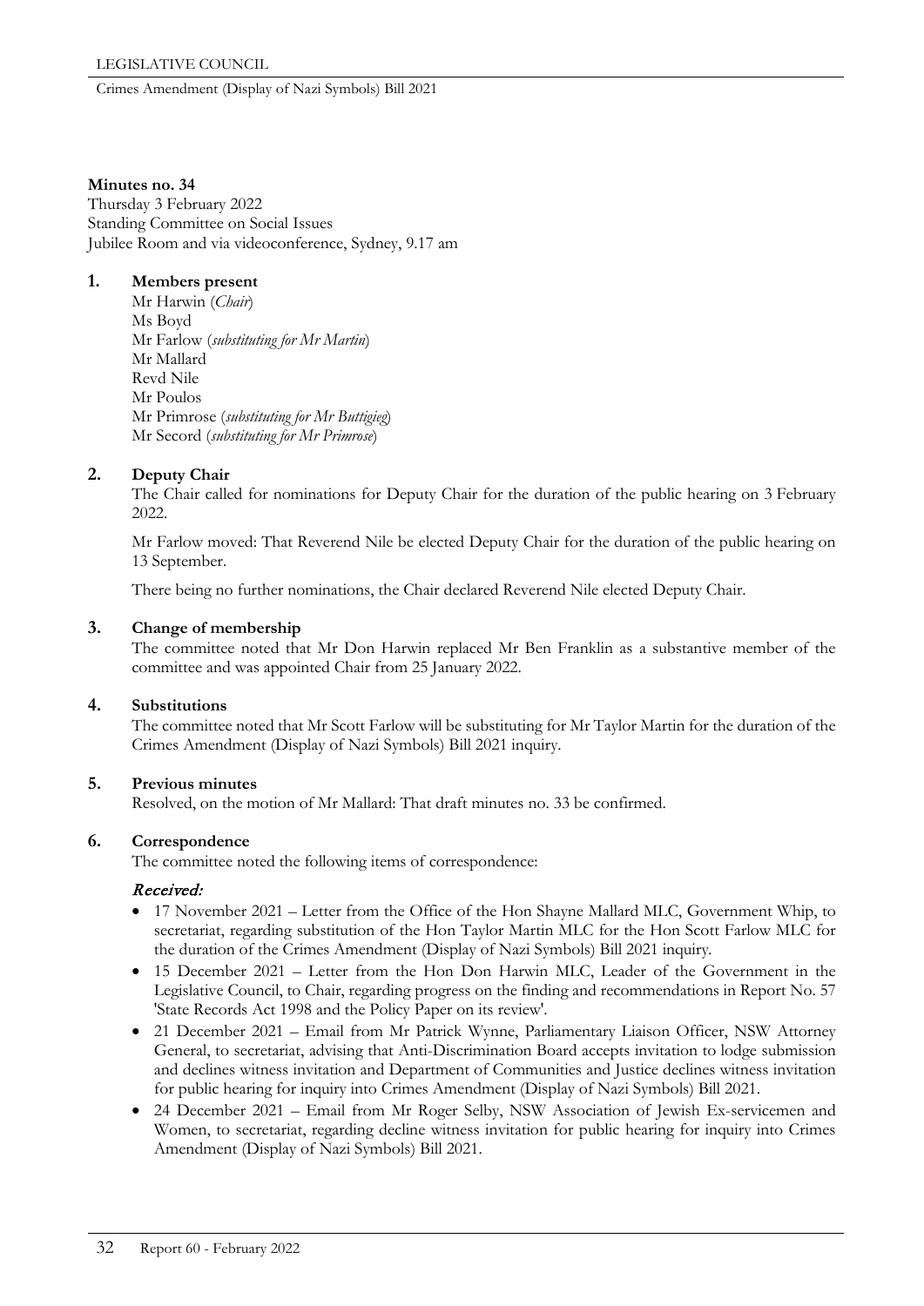**Minutes no. 34**
Thursday 3 February 2022
Standing Committee on Social Issues
Jubilee Room and via videoconference, Sydney, 9.17 am

## 1. Members present

Mr Harwin (*Chair*)
Ms Boyd
Mr Farlow (*substituting for Mr Martin*)
Mr Mallard
Revd Nile
Mr Poulos
Mr Primrose (*substituting for Mr Buttigieg*)
Mr Secord (*substituting for Mr Primrose*)

## 2. Deputy Chair

The Chair called for nominations for Deputy Chair for the duration of the public hearing on 3 February 2022.

Mr Farlow moved: That Reverend Nile be elected Deputy Chair for the duration of the public hearing on 13 September.

There being no further nominations, the Chair declared Reverend Nile elected Deputy Chair.

## 3. Change of membership

The committee noted that Mr Don Harwin replaced Mr Ben Franklin as a substantive member of the committee and was appointed Chair from 25 January 2022.

## 4. Substitutions

The committee noted that Mr Scott Farlow will be substituting for Mr Taylor Martin for the duration of the Crimes Amendment (Display of Nazi Symbols) Bill 2021 inquiry.

## 5. Previous minutes

Resolved, on the motion of Mr Mallard: That draft minutes no. 33 be confirmed.

## 6. Correspondence

The committee noted the following items of correspondence:

***Received:***

- 17 November 2021 – Letter from the Office of the Hon Shayne Mallard MLC, Government Whip, to secretariat, regarding substitution of the Hon Taylor Martin MLC for the Hon Scott Farlow MLC for the duration of the Crimes Amendment (Display of Nazi Symbols) Bill 2021 inquiry.
- 15 December 2021 – Letter from the Hon Don Harwin MLC, Leader of the Government in the Legislative Council, to Chair, regarding progress on the finding and recommendations in Report No. 57 'State Records Act 1998 and the Policy Paper on its review'.
- 21 December 2021 – Email from Mr Patrick Wynne, Parliamentary Liaison Officer, NSW Attorney General, to secretariat, advising that Anti-Discrimination Board accepts invitation to lodge submission and declines witness invitation and Department of Communities and Justice declines witness invitation for public hearing for inquiry into Crimes Amendment (Display of Nazi Symbols) Bill 2021.
- 24 December 2021 – Email from Mr Roger Selby, NSW Association of Jewish Ex-servicemen and Women, to secretariat, regarding decline witness invitation for public hearing for inquiry into Crimes Amendment (Display of Nazi Symbols) Bill 2021.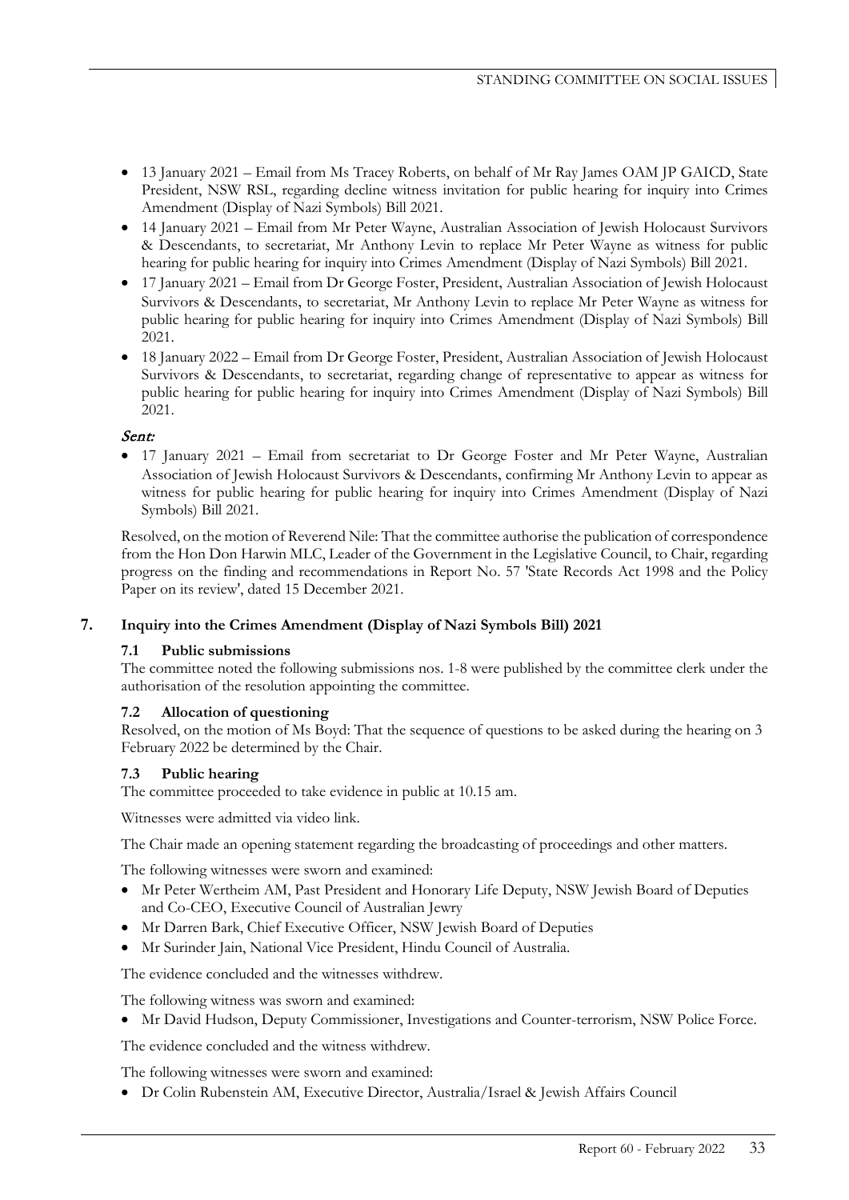- 13 January 2021 – Email from Ms Tracey Roberts, on behalf of Mr Ray James OAM JP GAICD, State President, NSW RSL, regarding decline witness invitation for public hearing for inquiry into Crimes Amendment (Display of Nazi Symbols) Bill 2021.
- 14 January 2021 – Email from Mr Peter Wayne, Australian Association of Jewish Holocaust Survivors & Descendants, to secretariat, Mr Anthony Levin to replace Mr Peter Wayne as witness for public hearing for public hearing for inquiry into Crimes Amendment (Display of Nazi Symbols) Bill 2021.
- 17 January 2021 – Email from Dr George Foster, President, Australian Association of Jewish Holocaust Survivors & Descendants, to secretariat, Mr Anthony Levin to replace Mr Peter Wayne as witness for public hearing for public hearing for inquiry into Crimes Amendment (Display of Nazi Symbols) Bill 2021.
- 18 January 2022 – Email from Dr George Foster, President, Australian Association of Jewish Holocaust Survivors & Descendants, to secretariat, regarding change of representative to appear as witness for public hearing for public hearing for inquiry into Crimes Amendment (Display of Nazi Symbols) Bill 2021.

*Sent:*

- 17 January 2021 – Email from secretariat to Dr George Foster and Mr Peter Wayne, Australian Association of Jewish Holocaust Survivors & Descendants, confirming Mr Anthony Levin to appear as witness for public hearing for public hearing for inquiry into Crimes Amendment (Display of Nazi Symbols) Bill 2021.

Resolved, on the motion of Reverend Nile: That the committee authorise the publication of correspondence from the Hon Don Harwin MLC, Leader of the Government in the Legislative Council, to Chair, regarding progress on the finding and recommendations in Report No. 57 'State Records Act 1998 and the Policy Paper on its review', dated 15 December 2021.

## 7. Inquiry into the Crimes Amendment (Display of Nazi Symbols Bill) 2021

### 7.1 Public submissions

The committee noted the following submissions nos. 1-8 were published by the committee clerk under the authorisation of the resolution appointing the committee.

### 7.2 Allocation of questioning

Resolved, on the motion of Ms Boyd: That the sequence of questions to be asked during the hearing on 3 February 2022 be determined by the Chair.

### 7.3 Public hearing

The committee proceeded to take evidence in public at 10.15 am.

Witnesses were admitted via video link.

The Chair made an opening statement regarding the broadcasting of proceedings and other matters.

The following witnesses were sworn and examined:

- Mr Peter Wertheim AM, Past President and Honorary Life Deputy, NSW Jewish Board of Deputies and Co-CEO, Executive Council of Australian Jewry
- Mr Darren Bark, Chief Executive Officer, NSW Jewish Board of Deputies
- Mr Surinder Jain, National Vice President, Hindu Council of Australia.

The evidence concluded and the witnesses withdrew.

The following witness was sworn and examined:

- Mr David Hudson, Deputy Commissioner, Investigations and Counter-terrorism, NSW Police Force.

The evidence concluded and the witness withdrew.

The following witnesses were sworn and examined:

- Dr Colin Rubenstein AM, Executive Director, Australia/Israel & Jewish Affairs Council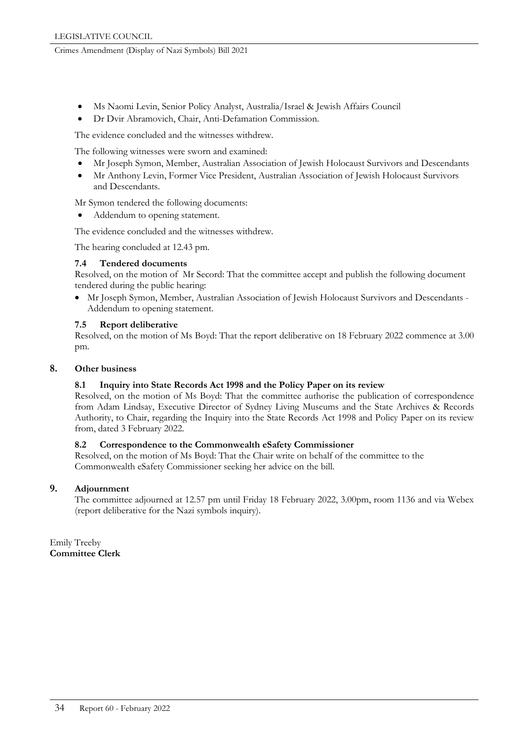- Ms Naomi Levin, Senior Policy Analyst, Australia/Israel & Jewish Affairs Council
- Dr Dvir Abramovich, Chair, Anti-Defamation Commission.

The evidence concluded and the witnesses withdrew.

The following witnesses were sworn and examined:

- Mr Joseph Symon, Member, Australian Association of Jewish Holocaust Survivors and Descendants
- Mr Anthony Levin, Former Vice President, Australian Association of Jewish Holocaust Survivors and Descendants.

Mr Symon tendered the following documents:

- Addendum to opening statement.

The evidence concluded and the witnesses withdrew.

The hearing concluded at 12.43 pm.

#### 7.4 Tendered documents

Resolved, on the motion of Mr Secord: That the committee accept and publish the following document tendered during the public hearing:

- Mr Joseph Symon, Member, Australian Association of Jewish Holocaust Survivors and Descendants - Addendum to opening statement.

#### 7.5 Report deliberative

Resolved, on the motion of Ms Boyd: That the report deliberative on 18 February 2022 commence at 3.00 pm.

### 8. Other business

#### 8.1 Inquiry into State Records Act 1998 and the Policy Paper on its review

Resolved, on the motion of Ms Boyd: That the committee authorise the publication of correspondence from Adam Lindsay, Executive Director of Sydney Living Museums and the State Archives & Records Authority, to Chair, regarding the Inquiry into the State Records Act 1998 and Policy Paper on its review from, dated 3 February 2022.

#### 8.2 Correspondence to the Commonwealth eSafety Commissioner

Resolved, on the motion of Ms Boyd: That the Chair write on behalf of the committee to the Commonwealth eSafety Commissioner seeking her advice on the bill.

### 9. Adjournment

The committee adjourned at 12.57 pm until Friday 18 February 2022, 3.00pm, room 1136 and via Webex (report deliberative for the Nazi symbols inquiry).

Emily Treeby
**Committee Clerk**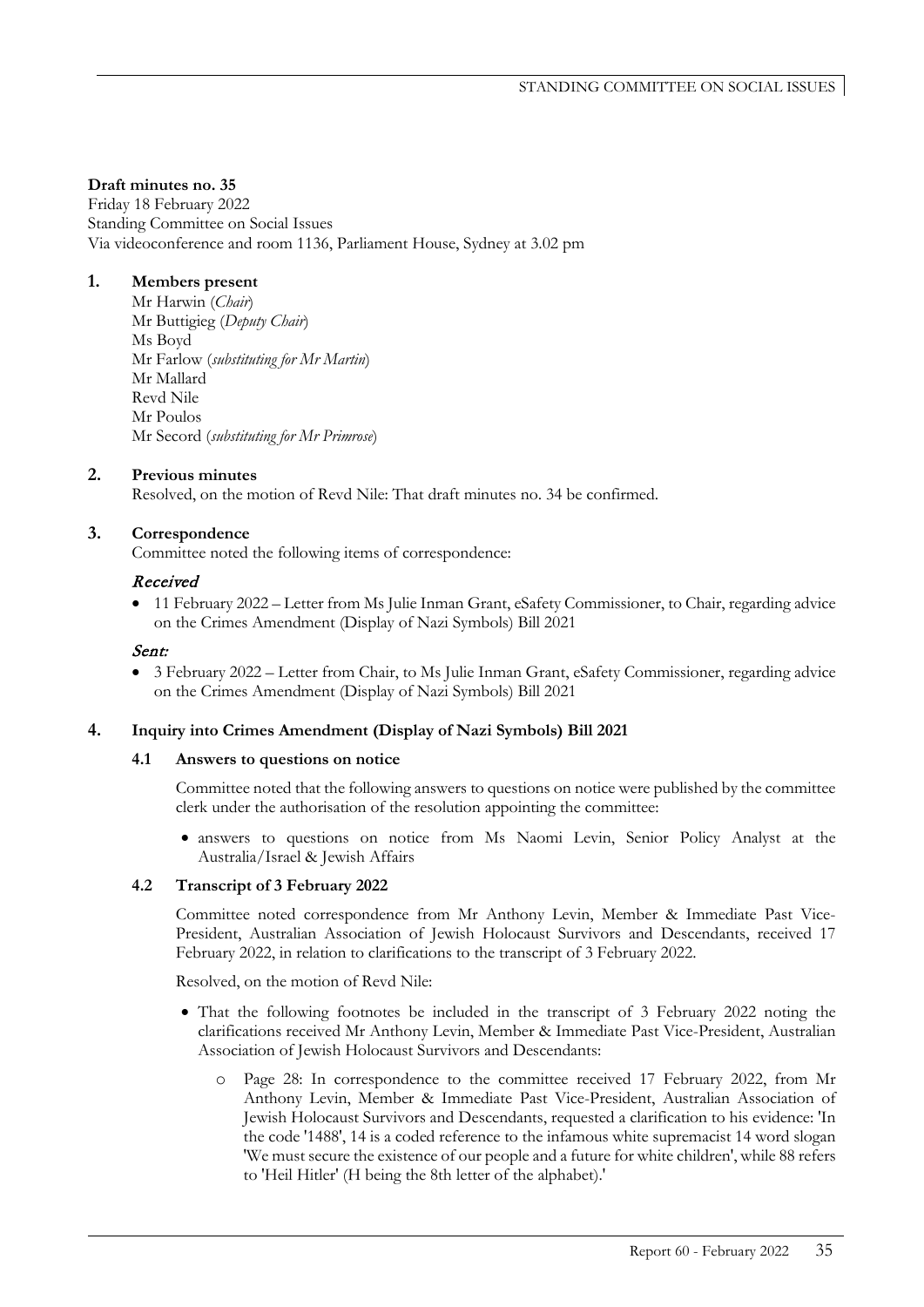**Draft minutes no. 35**

Friday 18 February 2022
Standing Committee on Social Issues
Via videoconference and room 1136, Parliament House, Sydney at 3.02 pm

## 1. Members present

Mr Harwin (*Chair*)
Mr Buttigieg (*Deputy Chair*)
Ms Boyd
Mr Farlow (*substituting for Mr Martin*)
Mr Mallard
Revd Nile
Mr Poulos
Mr Secord (*substituting for Mr Primrose*)

## 2. Previous minutes

Resolved, on the motion of Revd Nile: That draft minutes no. 34 be confirmed.

## 3. Correspondence

Committee noted the following items of correspondence:

*Received*

- 11 February 2022 – Letter from Ms Julie Inman Grant, eSafety Commissioner, to Chair, regarding advice on the Crimes Amendment (Display of Nazi Symbols) Bill 2021

*Sent:*

- 3 February 2022 – Letter from Chair, to Ms Julie Inman Grant, eSafety Commissioner, regarding advice on the Crimes Amendment (Display of Nazi Symbols) Bill 2021

## 4. Inquiry into Crimes Amendment (Display of Nazi Symbols) Bill 2021

### 4.1 Answers to questions on notice

Committee noted that the following answers to questions on notice were published by the committee clerk under the authorisation of the resolution appointing the committee:

- answers to questions on notice from Ms Naomi Levin, Senior Policy Analyst at the Australia/Israel & Jewish Affairs

### 4.2 Transcript of 3 February 2022

Committee noted correspondence from Mr Anthony Levin, Member & Immediate Past Vice-President, Australian Association of Jewish Holocaust Survivors and Descendants, received 17 February 2022, in relation to clarifications to the transcript of 3 February 2022.

Resolved, on the motion of Revd Nile:

- That the following footnotes be included in the transcript of 3 February 2022 noting the clarifications received Mr Anthony Levin, Member & Immediate Past Vice-President, Australian Association of Jewish Holocaust Survivors and Descendants:
  - Page 28: In correspondence to the committee received 17 February 2022, from Mr Anthony Levin, Member & Immediate Past Vice-President, Australian Association of Jewish Holocaust Survivors and Descendants, requested a clarification to his evidence: 'In the code '1488', 14 is a coded reference to the infamous white supremacist 14 word slogan 'We must secure the existence of our people and a future for white children', while 88 refers to 'Heil Hitler' (H being the 8th letter of the alphabet).'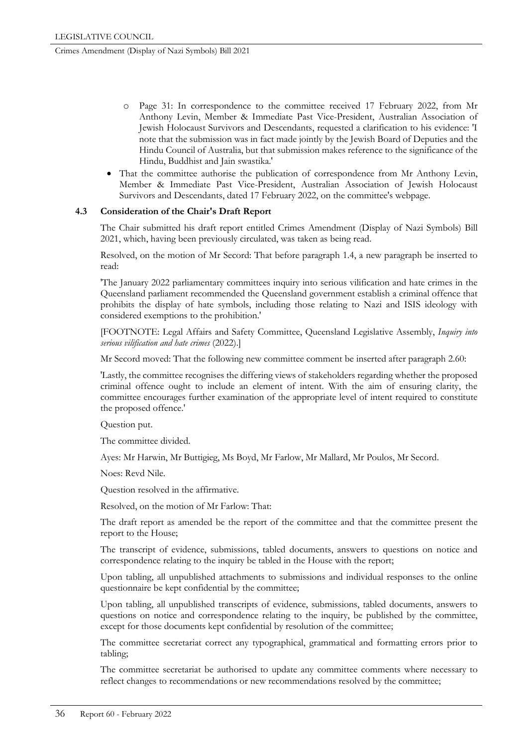- o Page 31: In correspondence to the committee received 17 February 2022, from Mr Anthony Levin, Member & Immediate Past Vice-President, Australian Association of Jewish Holocaust Survivors and Descendants, requested a clarification to his evidence: 'I note that the submission was in fact made jointly by the Jewish Board of Deputies and the Hindu Council of Australia, but that submission makes reference to the significance of the Hindu, Buddhist and Jain swastika.'
- That the committee authorise the publication of correspondence from Mr Anthony Levin, Member & Immediate Past Vice-President, Australian Association of Jewish Holocaust Survivors and Descendants, dated 17 February 2022, on the committee's webpage.

### 4.3 Consideration of the Chair's Draft Report

The Chair submitted his draft report entitled Crimes Amendment (Display of Nazi Symbols) Bill 2021, which, having been previously circulated, was taken as being read.

Resolved, on the motion of Mr Secord: That before paragraph 1.4, a new paragraph be inserted to read:

'The January 2022 parliamentary committees inquiry into serious vilification and hate crimes in the Queensland parliament recommended the Queensland government establish a criminal offence that prohibits the display of hate symbols, including those relating to Nazi and ISIS ideology with considered exemptions to the prohibition.'

[FOOTNOTE: Legal Affairs and Safety Committee, Queensland Legislative Assembly, *Inquiry into serious vilification and hate crimes* (2022).]

Mr Secord moved: That the following new committee comment be inserted after paragraph 2.60:

'Lastly, the committee recognises the differing views of stakeholders regarding whether the proposed criminal offence ought to include an element of intent. With the aim of ensuring clarity, the committee encourages further examination of the appropriate level of intent required to constitute the proposed offence.'

Question put.

The committee divided.

Ayes: Mr Harwin, Mr Buttigieg, Ms Boyd, Mr Farlow, Mr Mallard, Mr Poulos, Mr Secord.

Noes: Revd Nile.

Question resolved in the affirmative.

Resolved, on the motion of Mr Farlow: That:

The draft report as amended be the report of the committee and that the committee present the report to the House;

The transcript of evidence, submissions, tabled documents, answers to questions on notice and correspondence relating to the inquiry be tabled in the House with the report;

Upon tabling, all unpublished attachments to submissions and individual responses to the online questionnaire be kept confidential by the committee;

Upon tabling, all unpublished transcripts of evidence, submissions, tabled documents, answers to questions on notice and correspondence relating to the inquiry, be published by the committee, except for those documents kept confidential by resolution of the committee;

The committee secretariat correct any typographical, grammatical and formatting errors prior to tabling;

The committee secretariat be authorised to update any committee comments where necessary to reflect changes to recommendations or new recommendations resolved by the committee;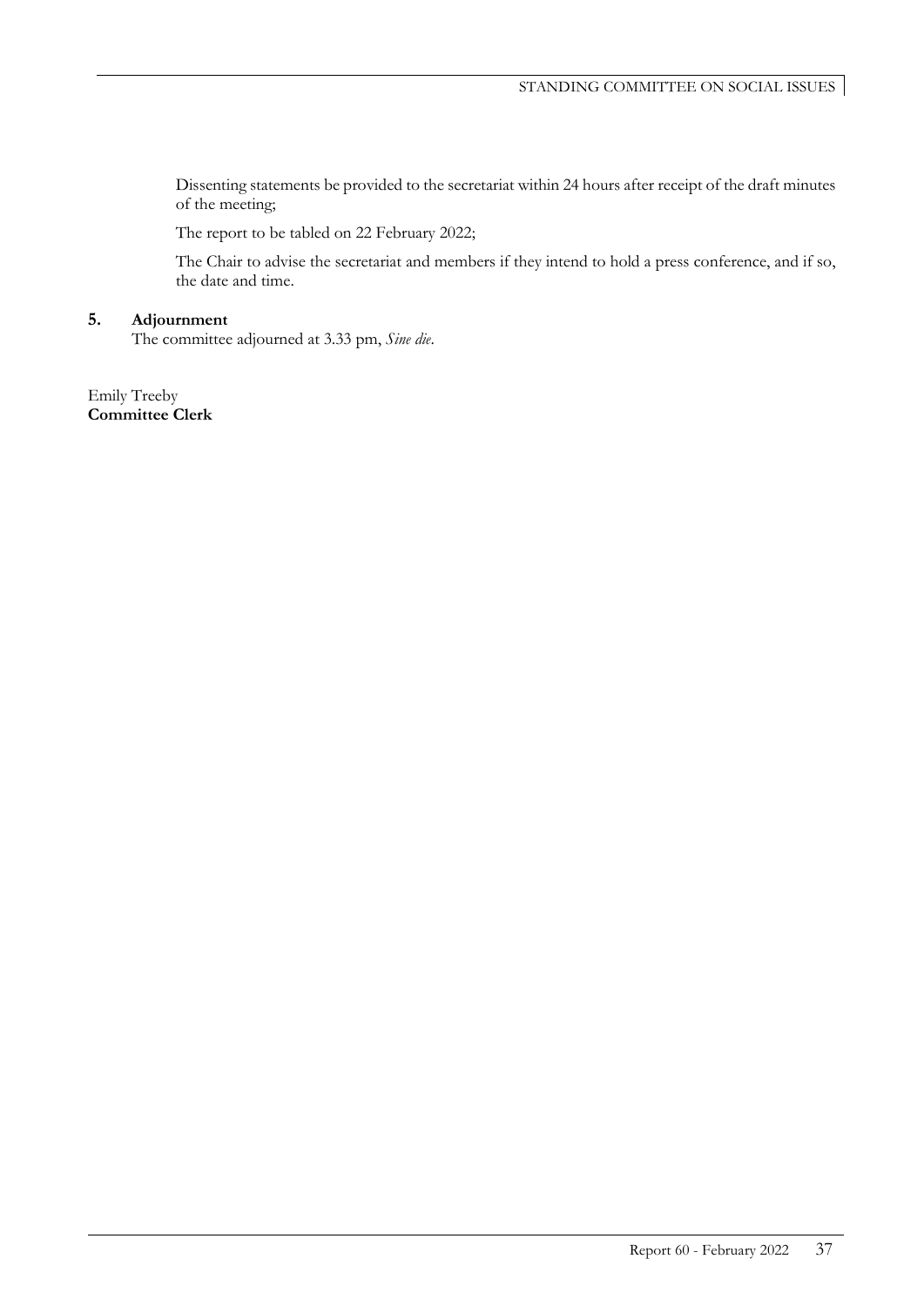Dissenting statements be provided to the secretariat within 24 hours after receipt of the draft minutes of the meeting;

The report to be tabled on 22 February 2022;

The Chair to advise the secretariat and members if they intend to hold a press conference, and if so, the date and time.

**5. Adjournment**

The committee adjourned at 3.33 pm, *Sine die*.

Emily Treeby
**Committee Clerk**